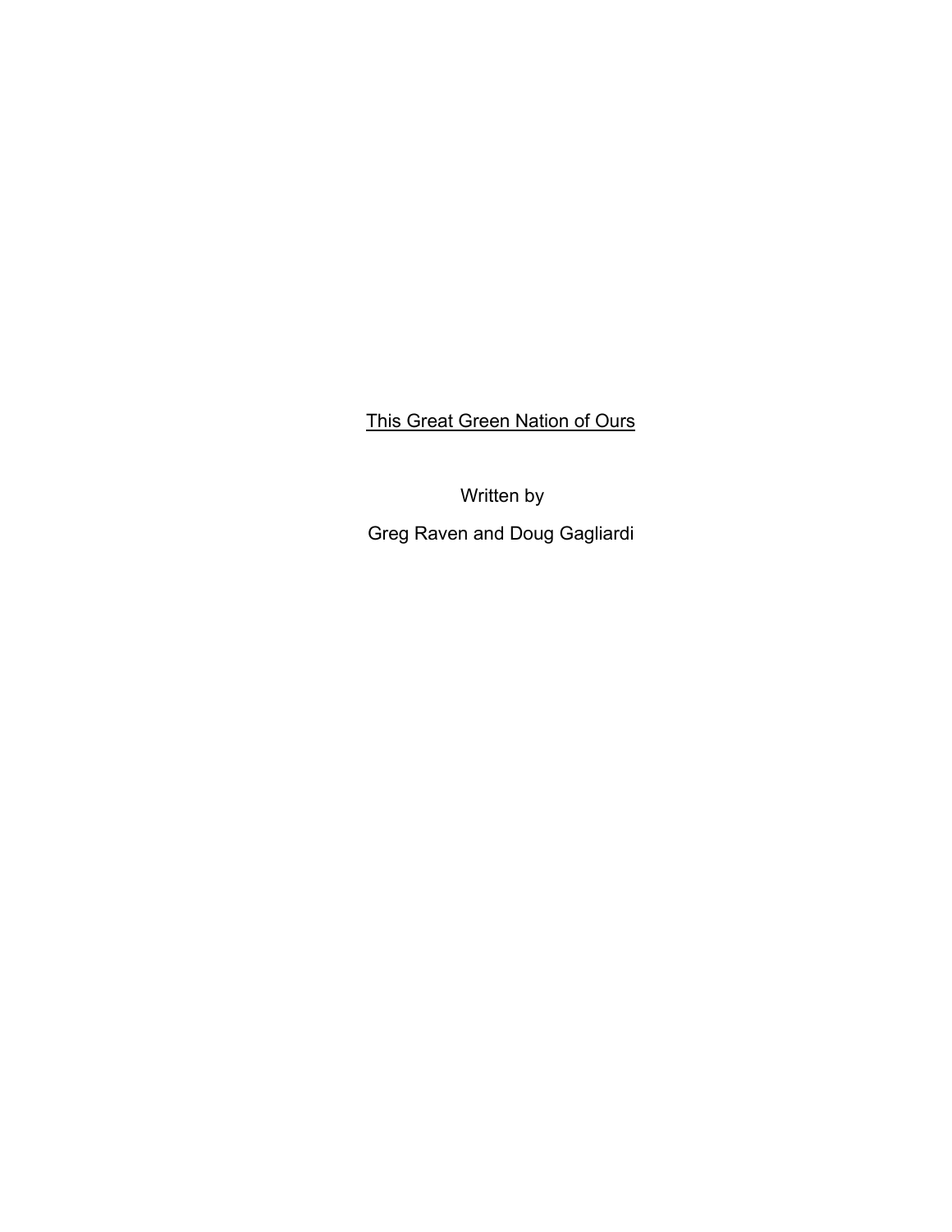<u>This Great Green Nation of Ours</u>

Written by

Greg Raven and Doug Gagliardi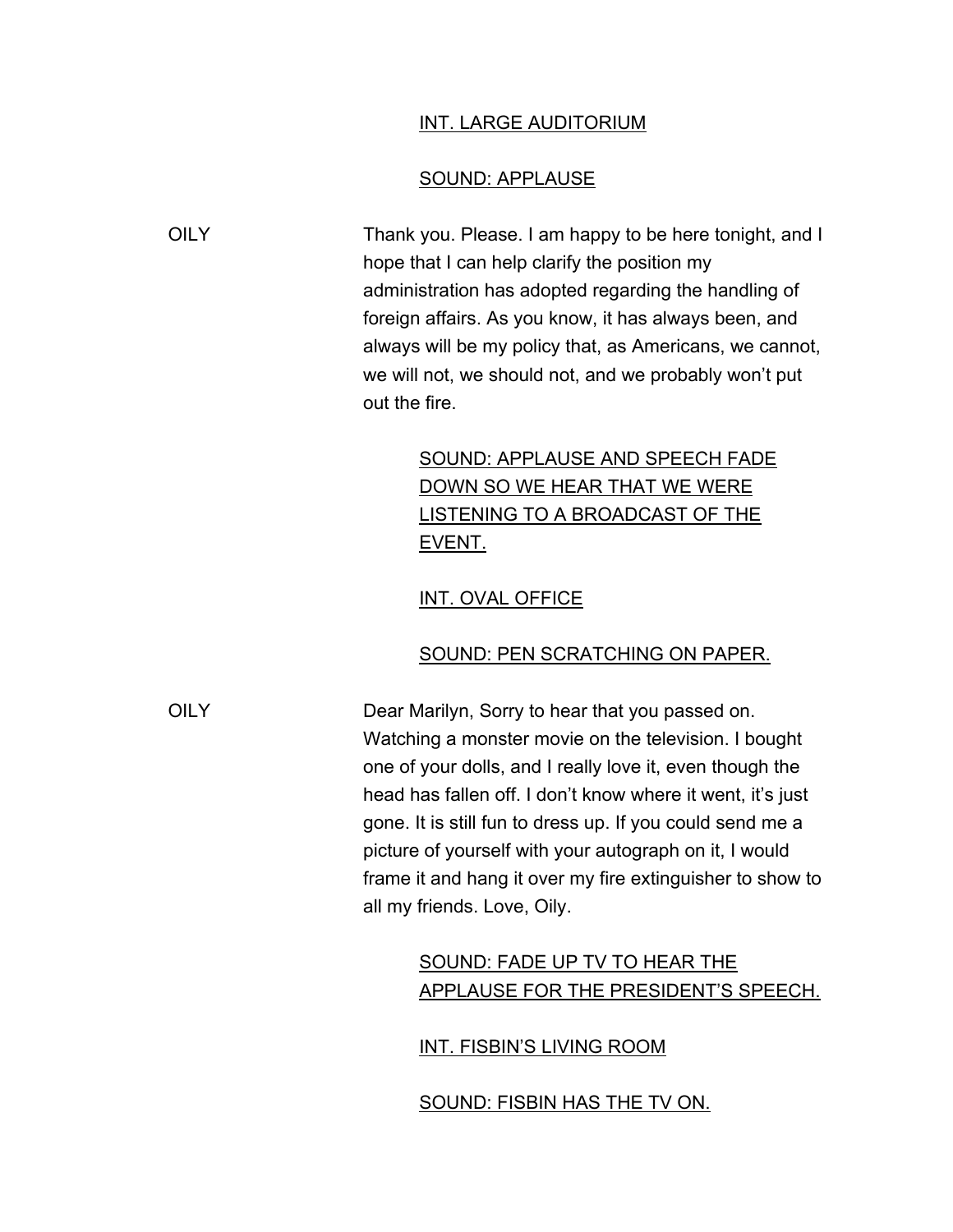<u>INT. LARGE AUDITORIUM</u>

<u>SOUND: APPLAUSE</u>

OILY

Thank you. Please. I am happy to be here tonight, and I hope that I can help clarify the position my administration has adopted regarding the handling of foreign affairs. As you know, it has always been, and always will be my policy that, as Americans, we cannot, we will not, we should not, and we probably won't put out the fire.

<u>SOUND: APPLAUSE AND SPEECH FADE DOWN SO WE HEAR THAT WE WERE LISTENING TO A BROADCAST OF THE EVENT.</u>

<u>INT. OVAL OFFICE</u>

<u>SOUND: PEN SCRATCHING ON PAPER.</u>

OILY

Dear Marilyn, Sorry to hear that you passed on. Watching a monster movie on the television. I bought one of your dolls, and I really love it, even though the head has fallen off. I don't know where it went, it's just gone. It is still fun to dress up. If you could send me a picture of yourself with your autograph on it, I would frame it and hang it over my fire extinguisher to show to all my friends. Love, Oily.

<u>SOUND: FADE UP TV TO HEAR THE APPLAUSE FOR THE PRESIDENT'S SPEECH.</u>

<u>INT. FISBIN'S LIVING ROOM</u>

<u>SOUND: FISBIN HAS THE TV ON.</u>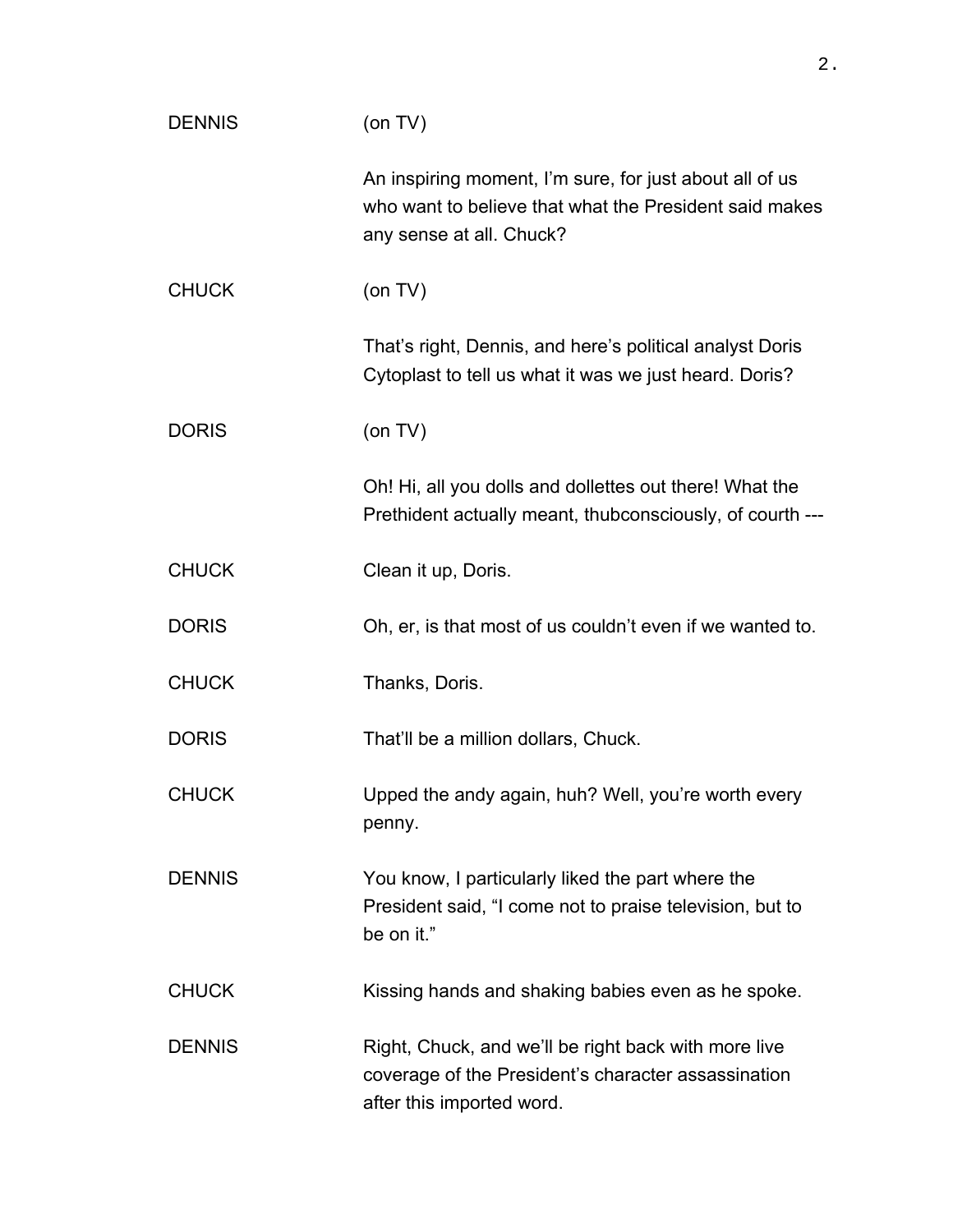DENNIS (on TV)

An inspiring moment, I'm sure, for just about all of us who want to believe that what the President said makes any sense at all. Chuck?

CHUCK (on TV)

That's right, Dennis, and here's political analyst Doris Cytoplast to tell us what it was we just heard. Doris?

DORIS (on TV)

Oh! Hi, all you dolls and dollettes out there! What the Prethident actually meant, thubconsciously, of courth ---

CHUCK Clean it up, Doris.

DORIS Oh, er, is that most of us couldn't even if we wanted to.

CHUCK Thanks, Doris.

DORIS That'll be a million dollars, Chuck.

CHUCK Upped the andy again, huh? Well, you're worth every penny.

DENNIS You know, I particularly liked the part where the President said, "I come not to praise television, but to be on it."

CHUCK Kissing hands and shaking babies even as he spoke.

DENNIS Right, Chuck, and we'll be right back with more live coverage of the President's character assassination after this imported word.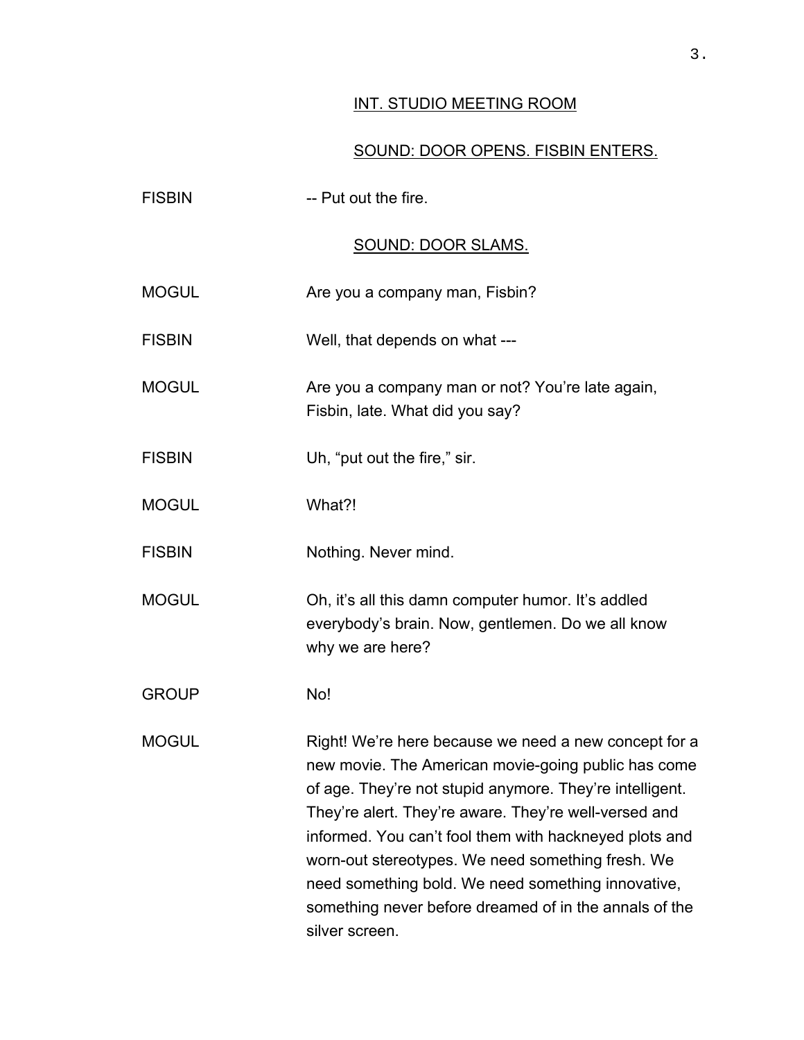INT. STUDIO MEETING ROOM

SOUND: DOOR OPENS. FISBIN ENTERS.

FISBIN -- Put out the fire.

SOUND: DOOR SLAMS.

MOGUL Are you a company man, Fisbin?

FISBIN Well, that depends on what ---

MOGUL Are you a company man or not? You're late again, Fisbin, late. What did you say?

FISBIN Uh, "put out the fire," sir.

MOGUL What?!

FISBIN Nothing. Never mind.

MOGUL Oh, it's all this damn computer humor. It's addled everybody's brain. Now, gentlemen. Do we all know why we are here?

GROUP No!

MOGUL Right! We're here because we need a new concept for a new movie. The American movie-going public has come of age. They're not stupid anymore. They're intelligent. They're alert. They're aware. They're well-versed and informed. You can't fool them with hackneyed plots and worn-out stereotypes. We need something fresh. We need something bold. We need something innovative, something never before dreamed of in the annals of the silver screen.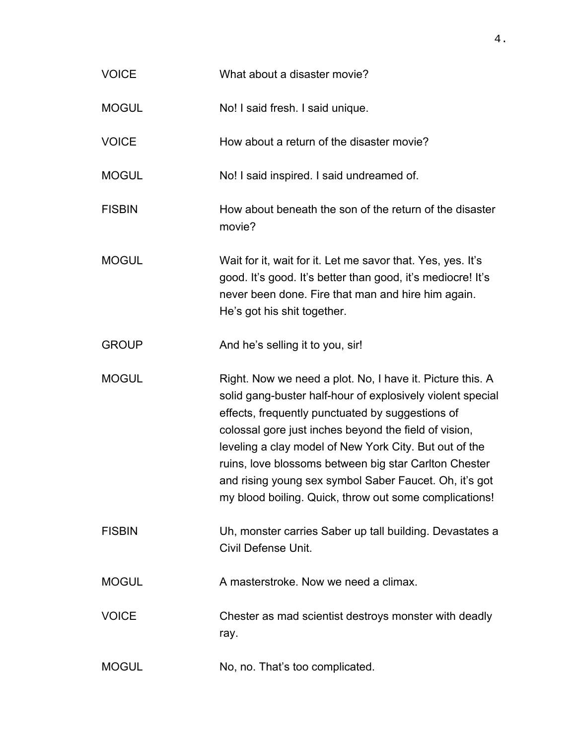VOICE	What about a disaster movie?

MOGUL	No! I said fresh. I said unique.

VOICE	How about a return of the disaster movie?

MOGUL	No! I said inspired. I said undreamed of.

FISBIN	How about beneath the son of the return of the disaster movie?

MOGUL	Wait for it, wait for it. Let me savor that. Yes, yes. It's good. It's good. It's better than good, it's mediocre! It's never been done. Fire that man and hire him again. He's got his shit together.

GROUP	And he's selling it to you, sir!

MOGUL	Right. Now we need a plot. No, I have it. Picture this. A solid gang-buster half-hour of explosively violent special effects, frequently punctuated by suggestions of colossal gore just inches beyond the field of vision, leveling a clay model of New York City. But out of the ruins, love blossoms between big star Carlton Chester and rising young sex symbol Saber Faucet. Oh, it's got my blood boiling. Quick, throw out some complications!

FISBIN	Uh, monster carries Saber up tall building. Devastates a Civil Defense Unit.

MOGUL	A masterstroke. Now we need a climax.

VOICE	Chester as mad scientist destroys monster with deadly ray.

MOGUL	No, no. That's too complicated.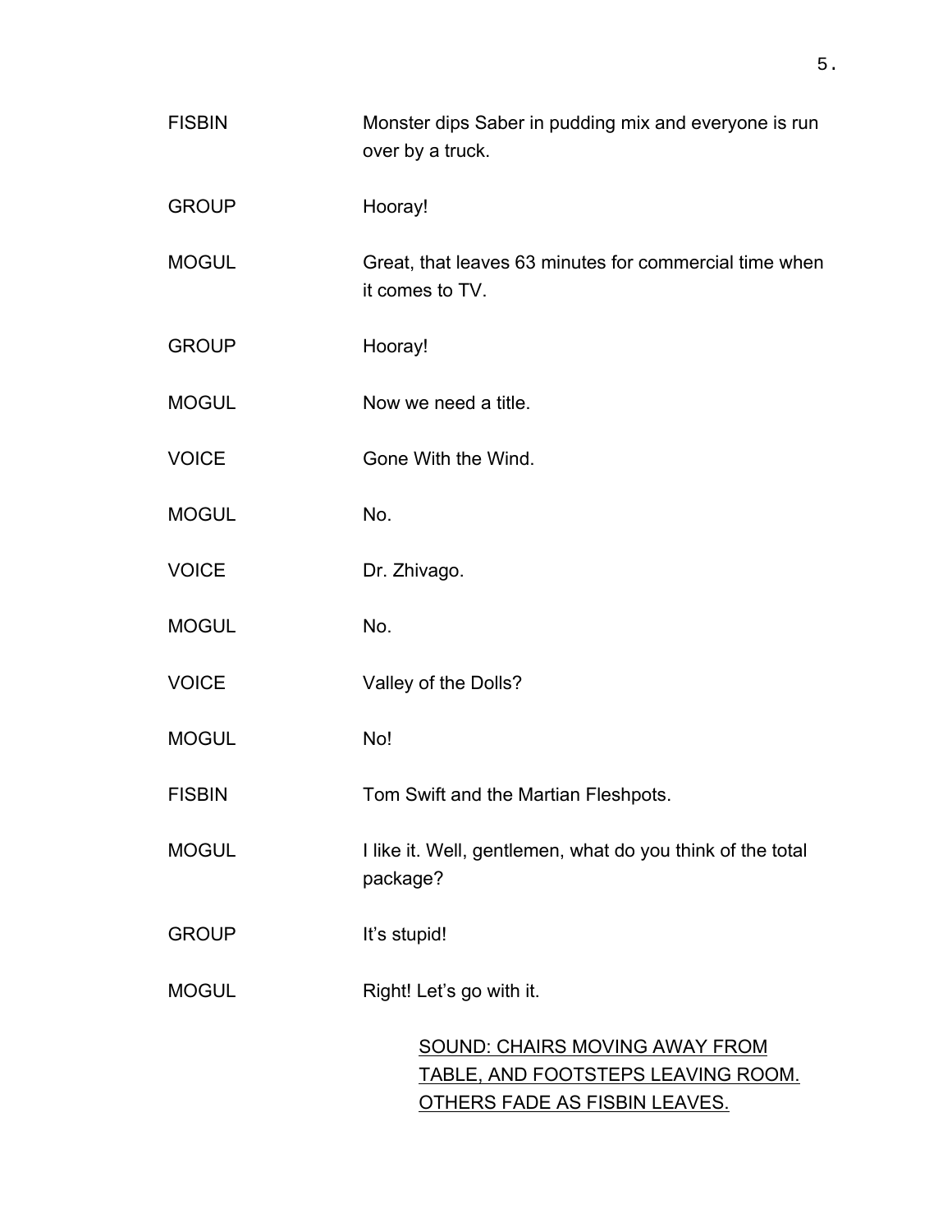FISBIN Monster dips Saber in pudding mix and everyone is run over by a truck.

GROUP Hooray!

MOGUL Great, that leaves 63 minutes for commercial time when it comes to TV.

GROUP Hooray!

MOGUL Now we need a title.

VOICE Gone With the Wind.

MOGUL No.

VOICE Dr. Zhivago.

MOGUL No.

VOICE Valley of the Dolls?

MOGUL No!

FISBIN Tom Swift and the Martian Fleshpots.

MOGUL I like it. Well, gentlemen, what do you think of the total package?

GROUP It's stupid!

MOGUL Right! Let's go with it.

<u>SOUND: CHAIRS MOVING AWAY FROM TABLE, AND FOOTSTEPS LEAVING ROOM. OTHERS FADE AS FISBIN LEAVES.</u>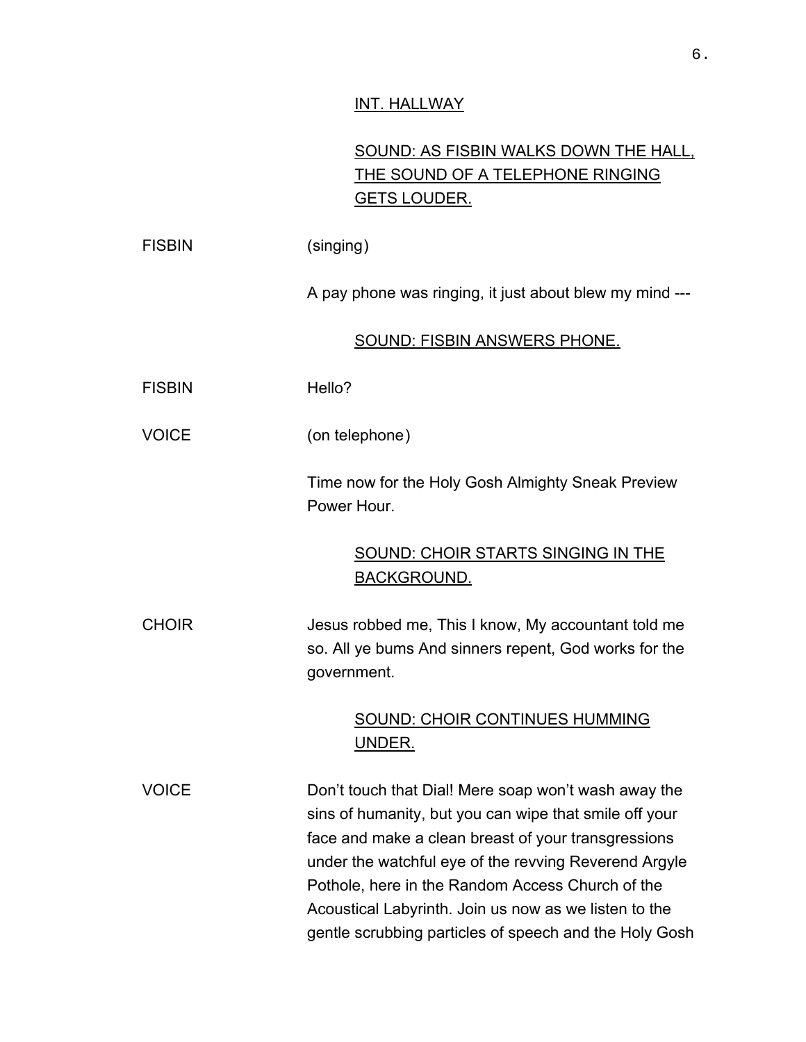<u>INT. HALLWAY</u>

<u>SOUND: AS FISBIN WALKS DOWN THE HALL, THE SOUND OF A TELEPHONE RINGING GETS LOUDER.</u>

FISBIN (singing)

A pay phone was ringing, it just about blew my mind ---

<u>SOUND: FISBIN ANSWERS PHONE.</u>

FISBIN Hello?

VOICE (on telephone)

Time now for the Holy Gosh Almighty Sneak Preview Power Hour.

<u>SOUND: CHOIR STARTS SINGING IN THE BACKGROUND.</u>

CHOIR Jesus robbed me, This I know, My accountant told me so. All ye bums And sinners repent, God works for the government.

<u>SOUND: CHOIR CONTINUES HUMMING UNDER.</u>

VOICE Don't touch that Dial! Mere soap won't wash away the sins of humanity, but you can wipe that smile off your face and make a clean breast of your transgressions under the watchful eye of the revving Reverend Argyle Pothole, here in the Random Access Church of the Acoustical Labyrinth. Join us now as we listen to the gentle scrubbing particles of speech and the Holy Gosh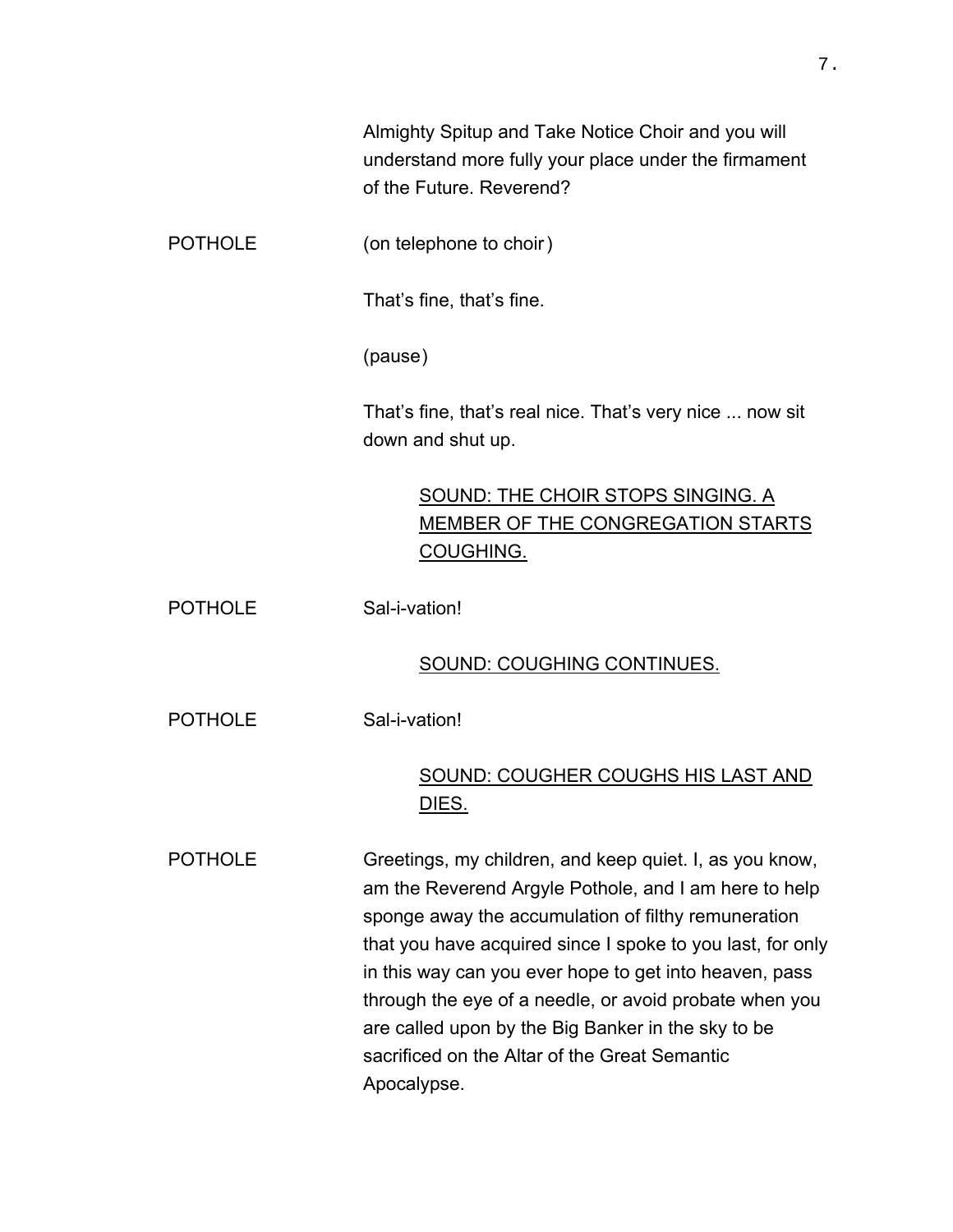Almighty Spitup and Take Notice Choir and you will understand more fully your place under the firmament of the Future. Reverend?

POTHOLE (on telephone to choir)

That's fine, that's fine.

(pause)

That's fine, that's real nice. That's very nice ... now sit down and shut up.

<u>SOUND: THE CHOIR STOPS SINGING. A MEMBER OF THE CONGREGATION STARTS COUGHING.</u>

POTHOLE Sal-i-vation!

<u>SOUND: COUGHING CONTINUES.</u>

POTHOLE Sal-i-vation!

<u>SOUND: COUGHER COUGHS HIS LAST AND DIES.</u>

POTHOLE Greetings, my children, and keep quiet. I, as you know, am the Reverend Argyle Pothole, and I am here to help sponge away the accumulation of filthy remuneration that you have acquired since I spoke to you last, for only in this way can you ever hope to get into heaven, pass through the eye of a needle, or avoid probate when you are called upon by the Big Banker in the sky to be sacrificed on the Altar of the Great Semantic Apocalypse.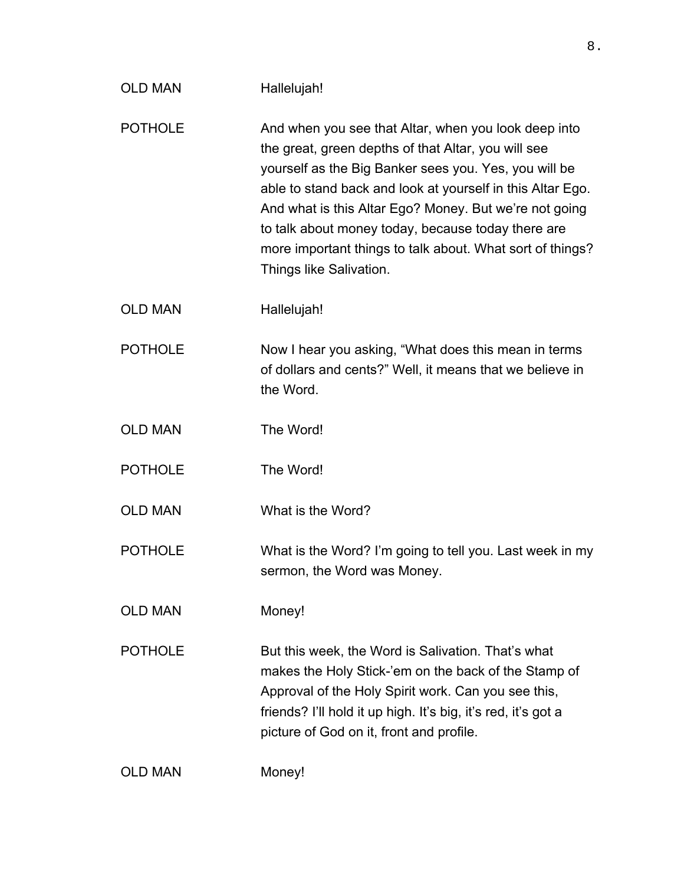OLD MAN Hallelujah!

POTHOLE And when you see that Altar, when you look deep into the great, green depths of that Altar, you will see yourself as the Big Banker sees you. Yes, you will be able to stand back and look at yourself in this Altar Ego. And what is this Altar Ego? Money. But we're not going to talk about money today, because today there are more important things to talk about. What sort of things? Things like Salivation.

OLD MAN Hallelujah!

POTHOLE Now I hear you asking, "What does this mean in terms of dollars and cents?" Well, it means that we believe in the Word.

OLD MAN The Word!

POTHOLE The Word!

OLD MAN What is the Word?

POTHOLE What is the Word? I'm going to tell you. Last week in my sermon, the Word was Money.

OLD MAN Money!

POTHOLE But this week, the Word is Salivation. That's what makes the Holy Stick-'em on the back of the Stamp of Approval of the Holy Spirit work. Can you see this, friends? I'll hold it up high. It's big, it's red, it's got a picture of God on it, front and profile.

OLD MAN Money!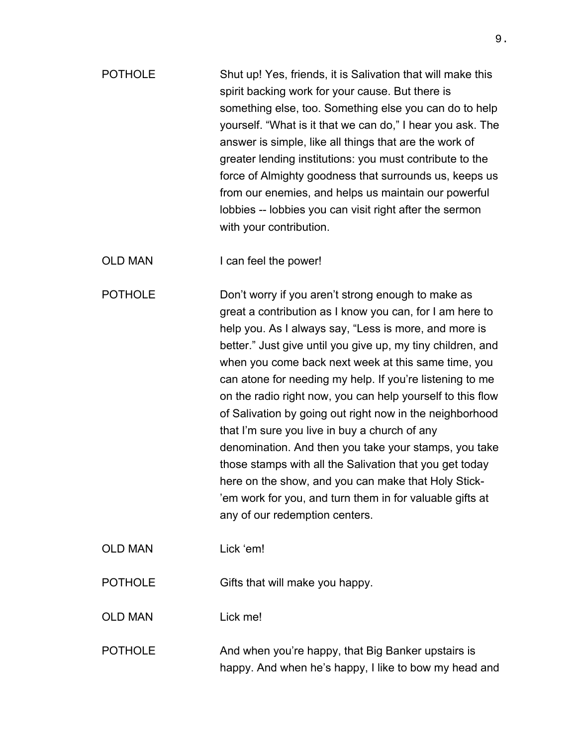POTHOLE Shut up! Yes, friends, it is Salivation that will make this spirit backing work for your cause. But there is something else, too. Something else you can do to help yourself. “What is it that we can do,” I hear you ask. The answer is simple, like all things that are the work of greater lending institutions: you must contribute to the force of Almighty goodness that surrounds us, keeps us from our enemies, and helps us maintain our powerful lobbies -- lobbies you can visit right after the sermon with your contribution.

OLD MAN I can feel the power!

POTHOLE Don’t worry if you aren’t strong enough to make as great a contribution as I know you can, for I am here to help you. As I always say, “Less is more, and more is better.” Just give until you give up, my tiny children, and when you come back next week at this same time, you can atone for needing my help. If you’re listening to me on the radio right now, you can help yourself to this flow of Salivation by going out right now in the neighborhood that I’m sure you live in buy a church of any denomination. And then you take your stamps, you take those stamps with all the Salivation that you get today here on the show, and you can make that Holy Stick-’em work for you, and turn them in for valuable gifts at any of our redemption centers.

OLD MAN Lick ‘em!

POTHOLE Gifts that will make you happy.

OLD MAN Lick me!

POTHOLE And when you’re happy, that Big Banker upstairs is happy. And when he’s happy, I like to bow my head and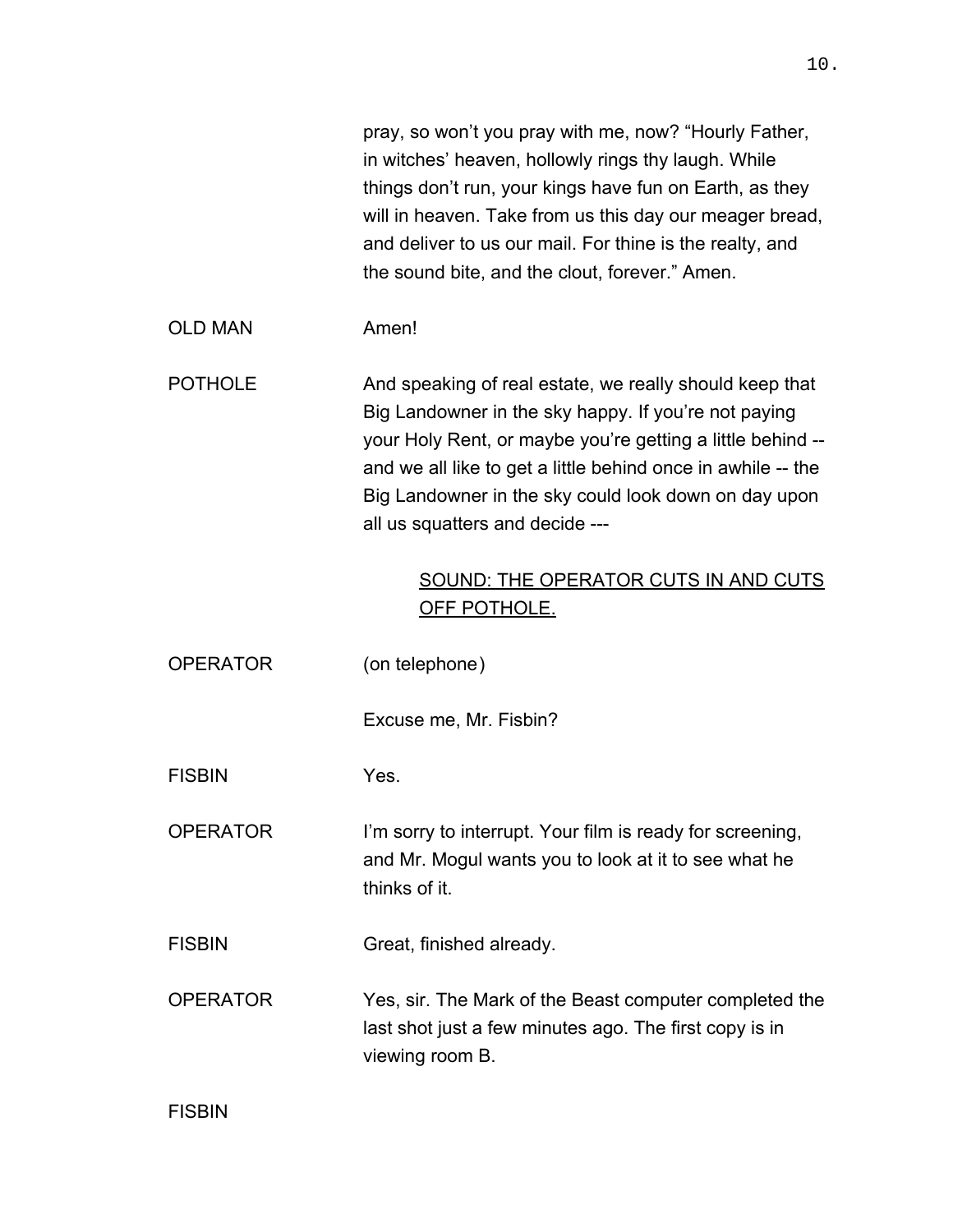pray, so won't you pray with me, now? "Hourly Father, in witches' heaven, hollowly rings thy laugh. While things don't run, your kings have fun on Earth, as they will in heaven. Take from us this day our meager bread, and deliver to us our mail. For thine is the realty, and the sound bite, and the clout, forever." Amen.

OLD MAN: Amen!

POTHOLE: And speaking of real estate, we really should keep that Big Landowner in the sky happy. If you're not paying your Holy Rent, or maybe you're getting a little behind -- and we all like to get a little behind once in awhile -- the Big Landowner in the sky could look down on day upon all us squatters and decide ---

<u>SOUND: THE OPERATOR CUTS IN AND CUTS OFF POTHOLE.</u>

OPERATOR: (on telephone)

Excuse me, Mr. Fisbin?

FISBIN: Yes.

OPERATOR: I'm sorry to interrupt. Your film is ready for screening, and Mr. Mogul wants you to look at it to see what he thinks of it.

FISBIN: Great, finished already.

OPERATOR: Yes, sir. The Mark of the Beast computer completed the last shot just a few minutes ago. The first copy is in viewing room B.

FISBIN: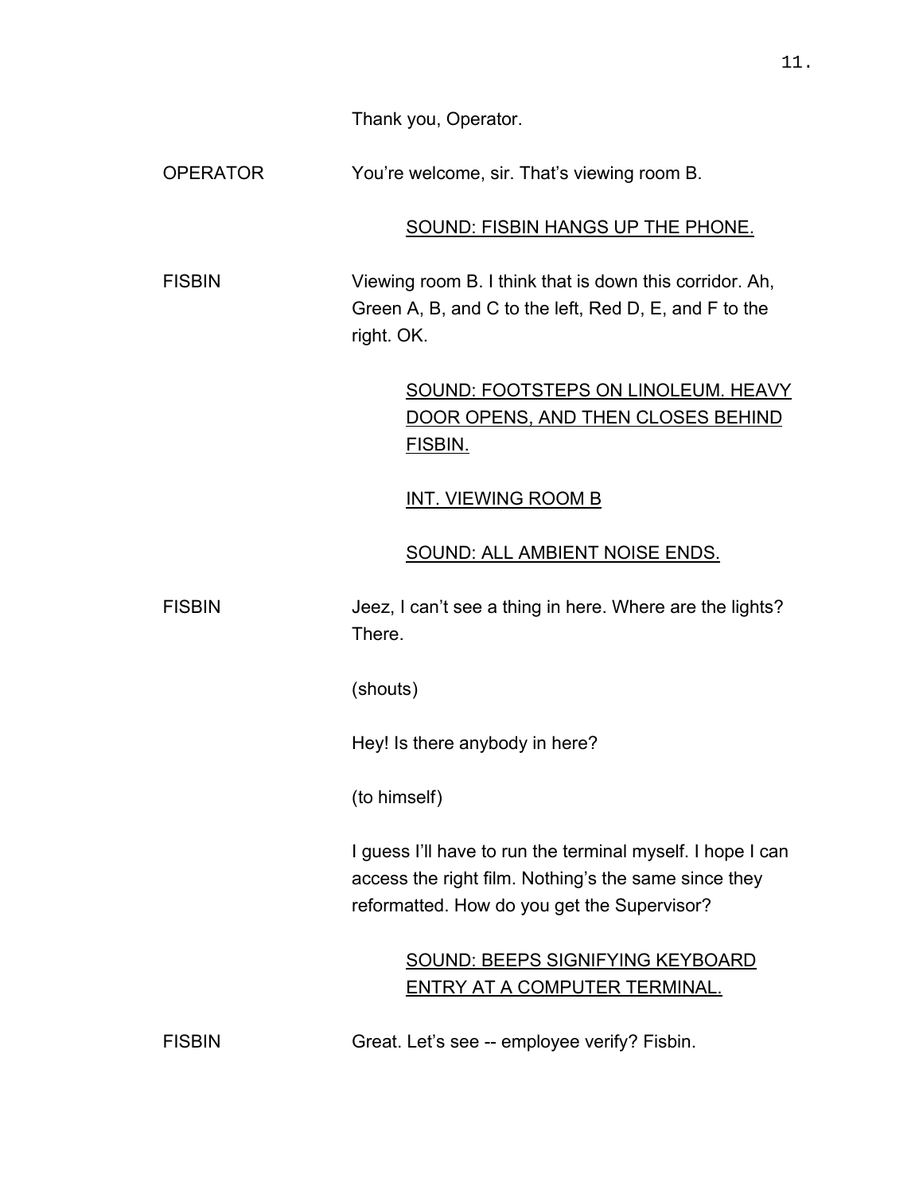Thank you, Operator.

OPERATOR — You're welcome, sir. That's viewing room B.

SOUND: FISBIN HANGS UP THE PHONE.

FISBIN — Viewing room B. I think that is down this corridor. Ah, Green A, B, and C to the left, Red D, E, and F to the right. OK.

SOUND: FOOTSTEPS ON LINOLEUM. HEAVY DOOR OPENS, AND THEN CLOSES BEHIND FISBIN.

INT. VIEWING ROOM B

SOUND: ALL AMBIENT NOISE ENDS.

FISBIN — Jeez, I can't see a thing in here. Where are the lights? There.

(shouts)

Hey! Is there anybody in here?

(to himself)

I guess I'll have to run the terminal myself. I hope I can access the right film. Nothing's the same since they reformatted. How do you get the Supervisor?

SOUND: BEEPS SIGNIFYING KEYBOARD ENTRY AT A COMPUTER TERMINAL.

FISBIN — Great. Let's see -- employee verify? Fisbin.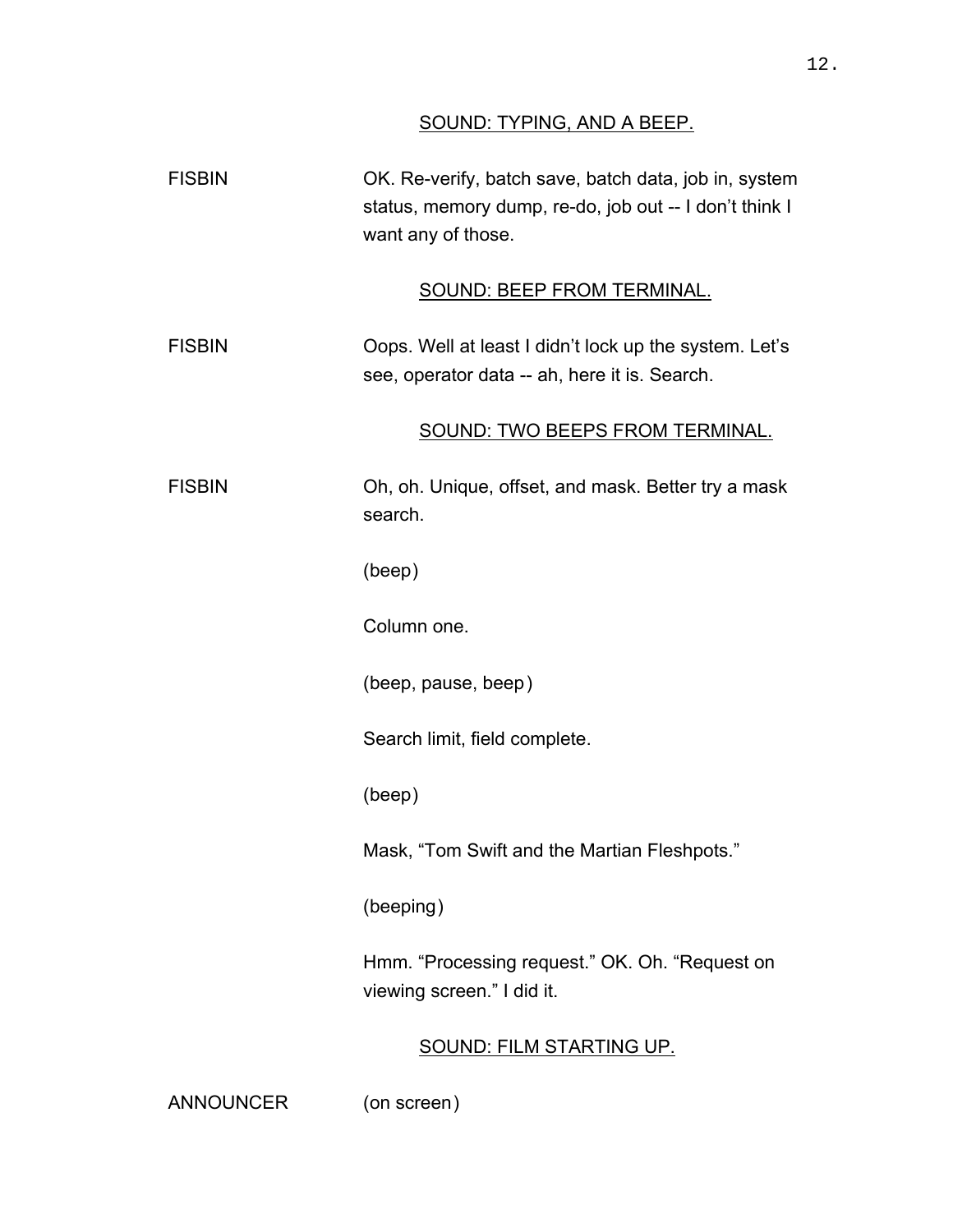SOUND: TYPING, AND A BEEP.

FISBIN — OK. Re-verify, batch save, batch data, job in, system status, memory dump, re-do, job out -- I don't think I want any of those.

SOUND: BEEP FROM TERMINAL.

FISBIN — Oops. Well at least I didn't lock up the system. Let's see, operator data -- ah, here it is. Search.

SOUND: TWO BEEPS FROM TERMINAL.

FISBIN — Oh, oh. Unique, offset, and mask. Better try a mask search.

(beep)

Column one.

(beep, pause, beep)

Search limit, field complete.

(beep)

Mask, "Tom Swift and the Martian Fleshpots."

(beeping)

Hmm. "Processing request." OK. Oh. "Request on viewing screen." I did it.

SOUND: FILM STARTING UP.

ANNOUNCER — (on screen)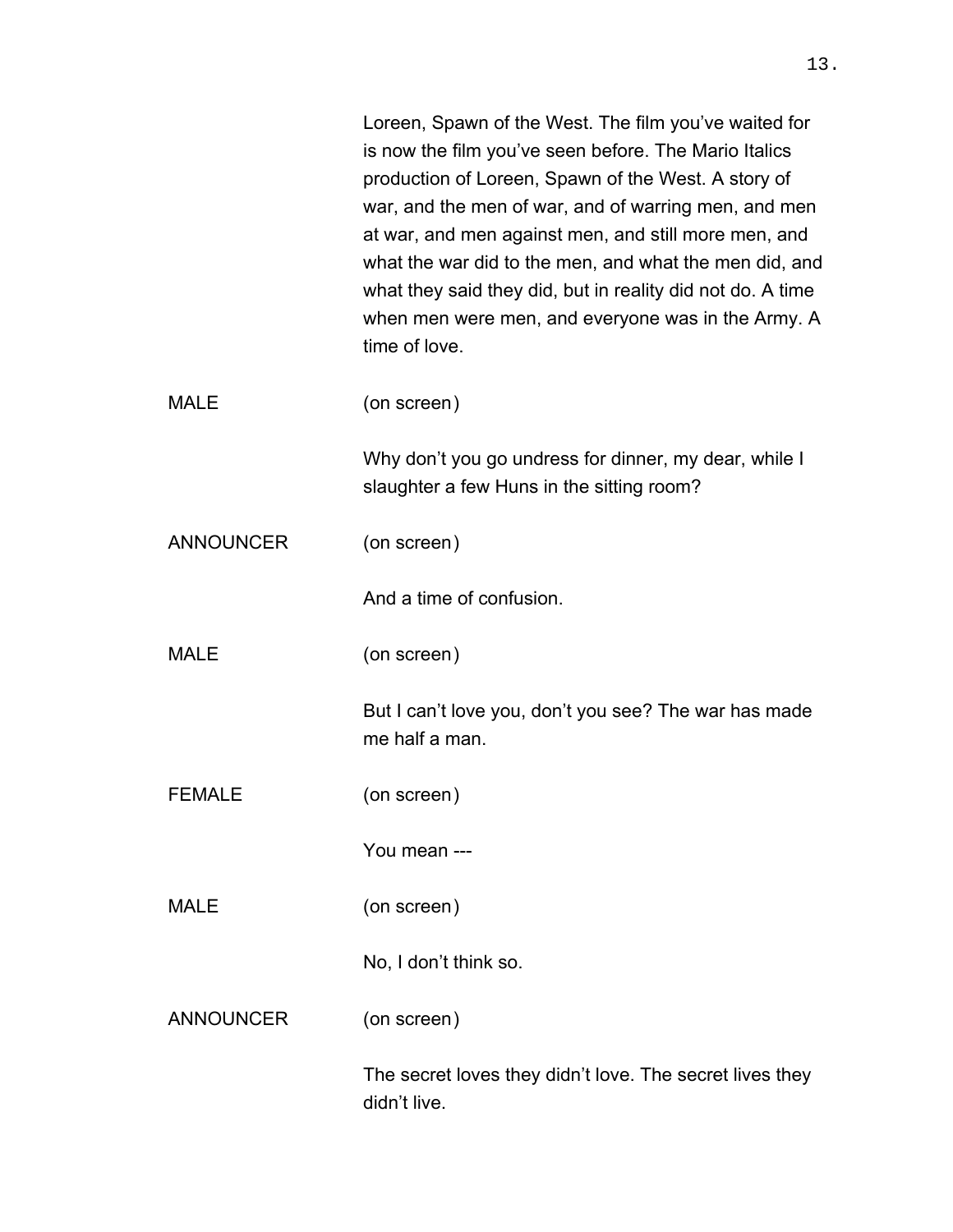Loreen, Spawn of the West. The film you've waited for is now the film you've seen before. The Mario Italics production of Loreen, Spawn of the West. A story of war, and the men of war, and of warring men, and men at war, and men against men, and still more men, and what the war did to the men, and what the men did, and what they said they did, but in reality did not do. A time when men were men, and everyone was in the Army. A time of love.

MALE (on screen)

Why don't you go undress for dinner, my dear, while I slaughter a few Huns in the sitting room?

ANNOUNCER (on screen)

And a time of confusion.

MALE (on screen)

But I can't love you, don't you see? The war has made me half a man.

FEMALE (on screen)

You mean ---

MALE (on screen)

No, I don't think so.

ANNOUNCER (on screen)

The secret loves they didn't love. The secret lives they didn't live.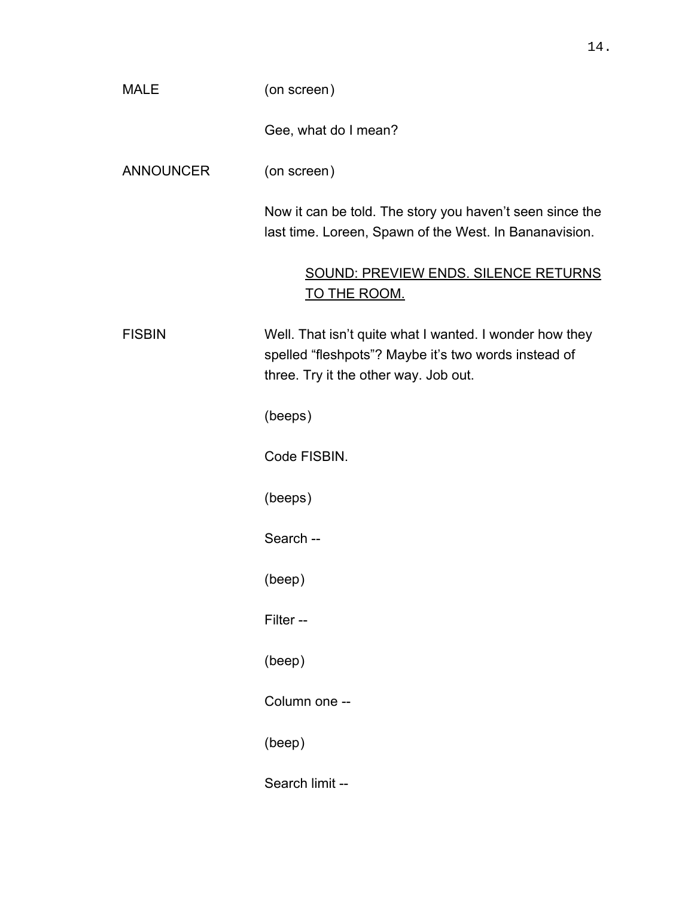MALE (on screen)

Gee, what do I mean?

ANNOUNCER (on screen)

Now it can be told. The story you haven't seen since the last time. Loreen, Spawn of the West. In Bananavision.

<u>SOUND: PREVIEW ENDS. SILENCE RETURNS TO THE ROOM.</u>

FISBIN Well. That isn't quite what I wanted. I wonder how they spelled "fleshpots"? Maybe it's two words instead of three. Try it the other way. Job out.

(beeps)

Code FISBIN.

(beeps)

Search --

(beep)

Filter --

(beep)

Column one --

(beep)

Search limit --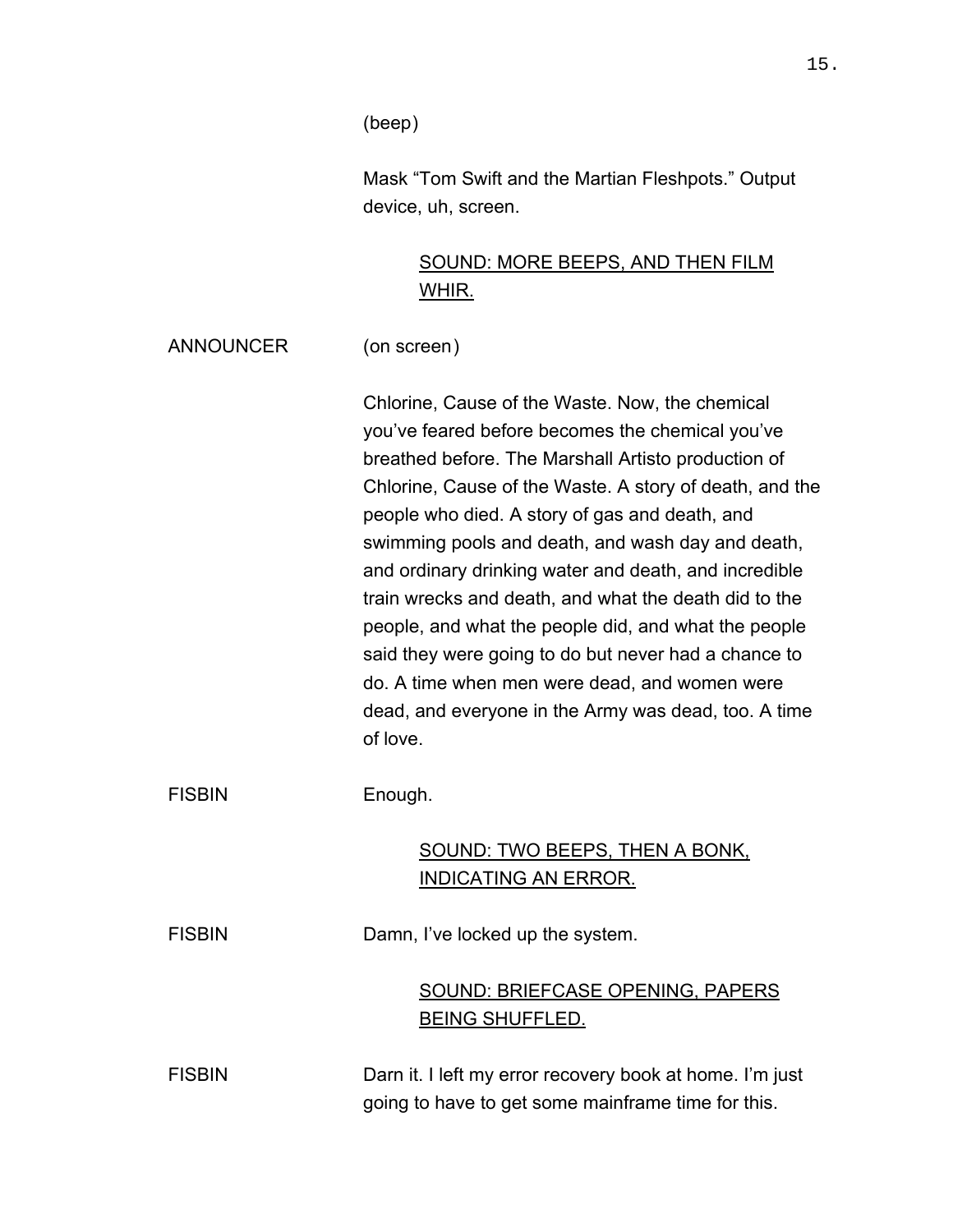(beep)

Mask “Tom Swift and the Martian Fleshpots.” Output device, uh, screen.

<u>SOUND: MORE BEEPS, AND THEN FILM WHIR.</u>

ANNOUNCER (on screen)

Chlorine, Cause of the Waste. Now, the chemical you’ve feared before becomes the chemical you’ve breathed before. The Marshall Artisto production of Chlorine, Cause of the Waste. A story of death, and the people who died. A story of gas and death, and swimming pools and death, and wash day and death, and ordinary drinking water and death, and incredible train wrecks and death, and what the death did to the people, and what the people did, and what the people said they were going to do but never had a chance to do. A time when men were dead, and women were dead, and everyone in the Army was dead, too. A time of love.

FISBIN Enough.

<u>SOUND: TWO BEEPS, THEN A BONK, INDICATING AN ERROR.</u>

FISBIN Damn, I’ve locked up the system.

<u>SOUND: BRIEFCASE OPENING, PAPERS BEING SHUFFLED.</u>

FISBIN Darn it. I left my error recovery book at home. I’m just going to have to get some mainframe time for this.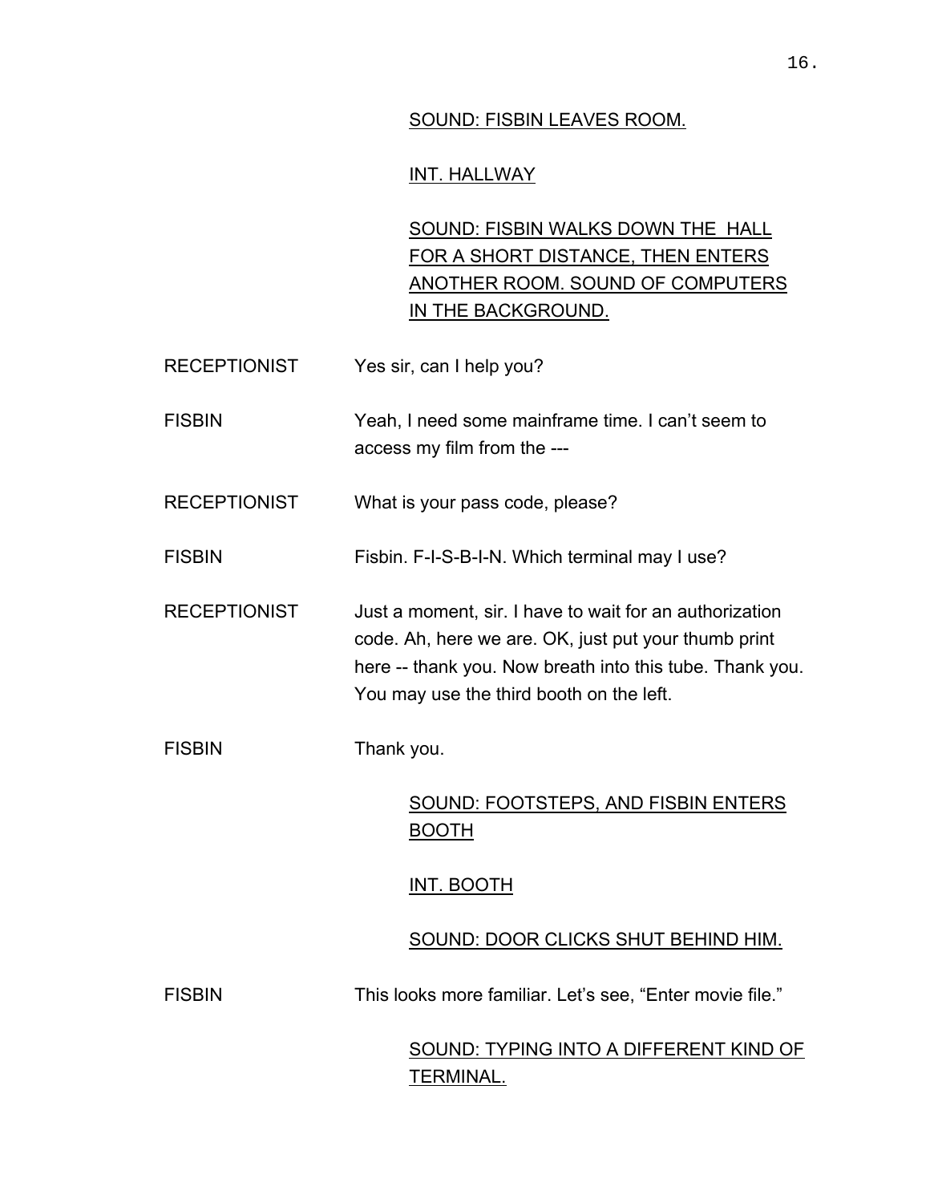<u>SOUND: FISBIN LEAVES ROOM.</u>

<u>INT. HALLWAY</u>

<u>SOUND: FISBIN WALKS DOWN THE HALL FOR A SHORT DISTANCE, THEN ENTERS ANOTHER ROOM. SOUND OF COMPUTERS IN THE BACKGROUND.</u>

RECEPTIONIST: Yes sir, can I help you?

FISBIN: Yeah, I need some mainframe time. I can't seem to access my film from the ---

RECEPTIONIST: What is your pass code, please?

FISBIN: Fisbin. F-I-S-B-I-N. Which terminal may I use?

RECEPTIONIST: Just a moment, sir. I have to wait for an authorization code. Ah, here we are. OK, just put your thumb print here -- thank you. Now breath into this tube. Thank you. You may use the third booth on the left.

FISBIN: Thank you.

<u>SOUND: FOOTSTEPS, AND FISBIN ENTERS BOOTH</u>

<u>INT. BOOTH</u>

<u>SOUND: DOOR CLICKS SHUT BEHIND HIM.</u>

FISBIN: This looks more familiar. Let's see, "Enter movie file."

<u>SOUND: TYPING INTO A DIFFERENT KIND OF TERMINAL.</u>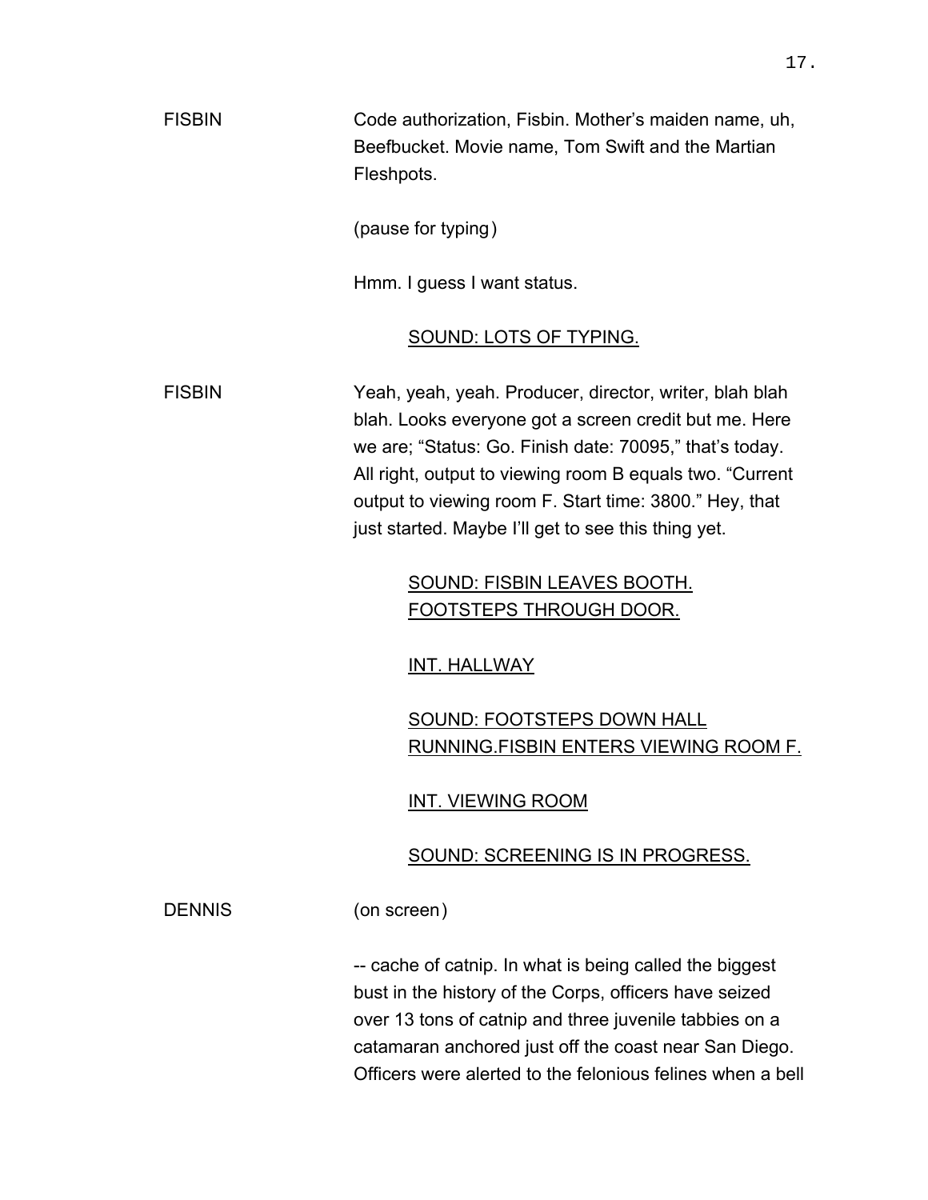FISBIN Code authorization, Fisbin. Mother's maiden name, uh, Beefbucket. Movie name, Tom Swift and the Martian Fleshpots.

(pause for typing)

Hmm. I guess I want status.

SOUND: LOTS OF TYPING.

FISBIN Yeah, yeah, yeah. Producer, director, writer, blah blah blah. Looks everyone got a screen credit but me. Here we are; "Status: Go. Finish date: 70095," that's today. All right, output to viewing room B equals two. "Current output to viewing room F. Start time: 3800." Hey, that just started. Maybe I'll get to see this thing yet.

SOUND: FISBIN LEAVES BOOTH. FOOTSTEPS THROUGH DOOR.

INT. HALLWAY

SOUND: FOOTSTEPS DOWN HALL RUNNING.FISBIN ENTERS VIEWING ROOM F.

INT. VIEWING ROOM

SOUND: SCREENING IS IN PROGRESS.

DENNIS (on screen)

-- cache of catnip. In what is being called the biggest bust in the history of the Corps, officers have seized over 13 tons of catnip and three juvenile tabbies on a catamaran anchored just off the coast near San Diego. Officers were alerted to the felonious felines when a bell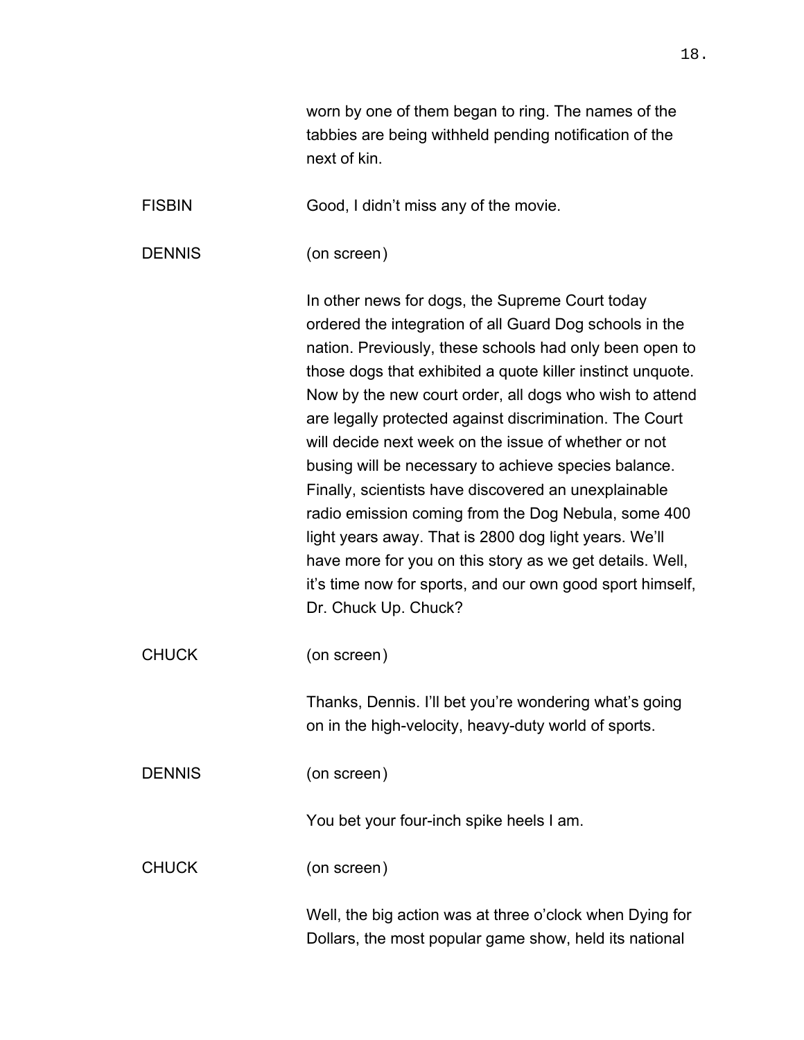worn by one of them began to ring. The names of the tabbies are being withheld pending notification of the next of kin.

FISBIN Good, I didn't miss any of the movie.

DENNIS (on screen)

In other news for dogs, the Supreme Court today ordered the integration of all Guard Dog schools in the nation. Previously, these schools had only been open to those dogs that exhibited a quote killer instinct unquote. Now by the new court order, all dogs who wish to attend are legally protected against discrimination. The Court will decide next week on the issue of whether or not busing will be necessary to achieve species balance. Finally, scientists have discovered an unexplainable radio emission coming from the Dog Nebula, some 400 light years away. That is 2800 dog light years. We'll have more for you on this story as we get details. Well, it's time now for sports, and our own good sport himself, Dr. Chuck Up. Chuck?

CHUCK (on screen)

Thanks, Dennis. I'll bet you're wondering what's going on in the high-velocity, heavy-duty world of sports.

DENNIS (on screen)

You bet your four-inch spike heels I am.

CHUCK (on screen)

Well, the big action was at three o'clock when Dying for Dollars, the most popular game show, held its national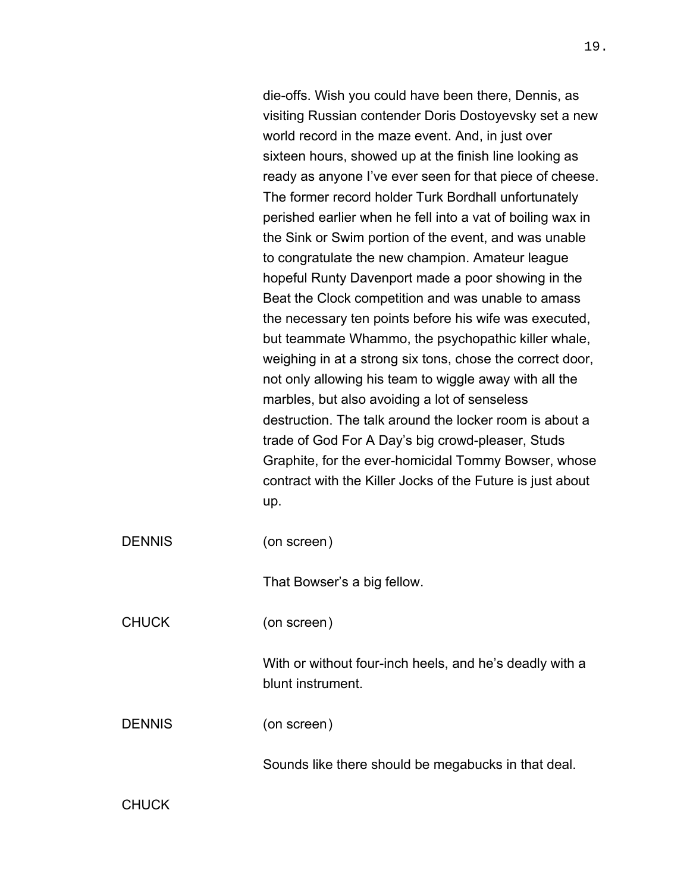die-offs. Wish you could have been there, Dennis, as visiting Russian contender Doris Dostoyevsky set a new world record in the maze event. And, in just over sixteen hours, showed up at the finish line looking as ready as anyone I've ever seen for that piece of cheese. The former record holder Turk Bordhall unfortunately perished earlier when he fell into a vat of boiling wax in the Sink or Swim portion of the event, and was unable to congratulate the new champion. Amateur league hopeful Runty Davenport made a poor showing in the Beat the Clock competition and was unable to amass the necessary ten points before his wife was executed, but teammate Whammo, the psychopathic killer whale, weighing in at a strong six tons, chose the correct door, not only allowing his team to wiggle away with all the marbles, but also avoiding a lot of senseless destruction. The talk around the locker room is about a trade of God For A Day's big crowd-pleaser, Studs Graphite, for the ever-homicidal Tommy Bowser, whose contract with the Killer Jocks of the Future is just about up.

DENNIS (on screen)

That Bowser's a big fellow.

CHUCK (on screen)

With or without four-inch heels, and he's deadly with a blunt instrument.

DENNIS (on screen)

Sounds like there should be megabucks in that deal.

CHUCK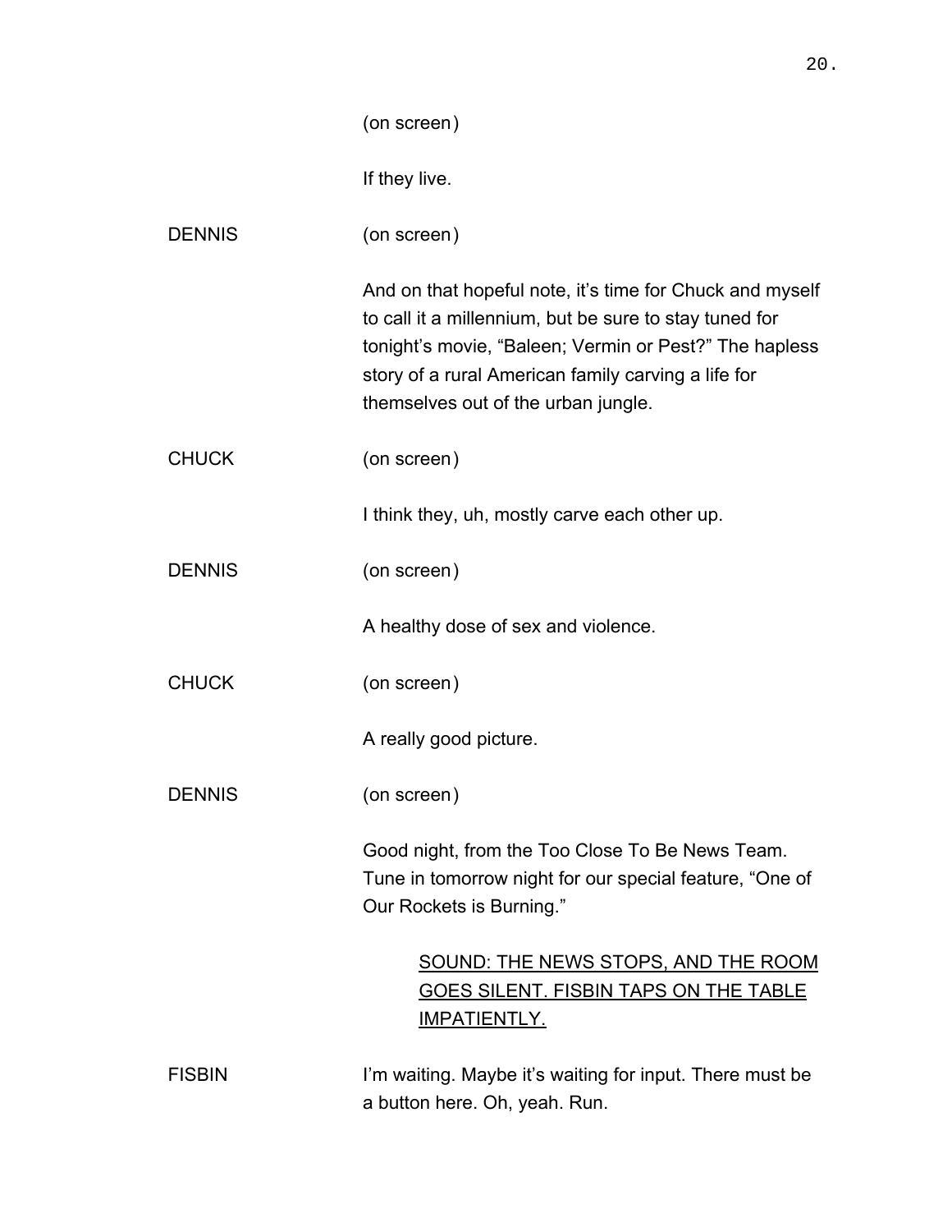(on screen)

If they live.

DENNIS (on screen)

And on that hopeful note, it's time for Chuck and myself to call it a millennium, but be sure to stay tuned for tonight's movie, "Baleen; Vermin or Pest?" The hapless story of a rural American family carving a life for themselves out of the urban jungle.

CHUCK (on screen)

I think they, uh, mostly carve each other up.

DENNIS (on screen)

A healthy dose of sex and violence.

CHUCK (on screen)

A really good picture.

DENNIS (on screen)

Good night, from the Too Close To Be News Team. Tune in tomorrow night for our special feature, "One of Our Rockets is Burning."

<u>SOUND: THE NEWS STOPS, AND THE ROOM GOES SILENT. FISBIN TAPS ON THE TABLE IMPATIENTLY.</u>

FISBIN I'm waiting. Maybe it's waiting for input. There must be a button here. Oh, yeah. Run.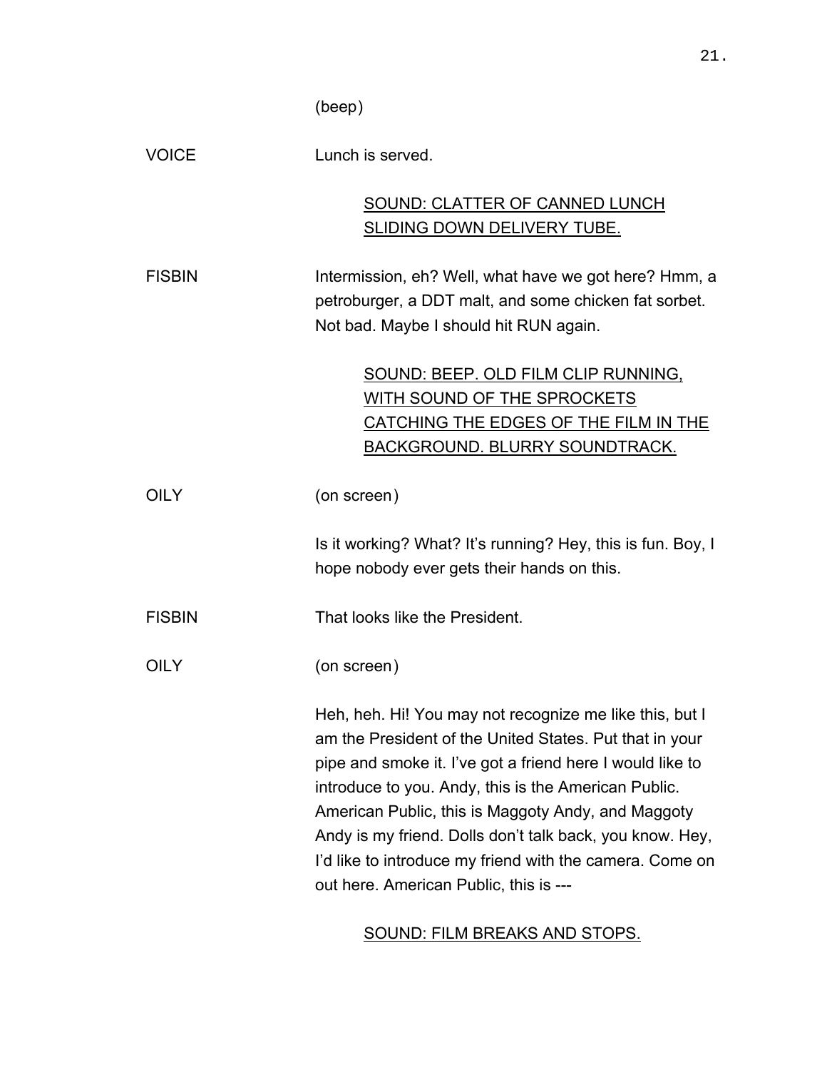(beep)

VOICE — Lunch is served.

SOUND: CLATTER OF CANNED LUNCH SLIDING DOWN DELIVERY TUBE.

FISBIN — Intermission, eh? Well, what have we got here? Hmm, a petroburger, a DDT malt, and some chicken fat sorbet. Not bad. Maybe I should hit RUN again.

SOUND: BEEP. OLD FILM CLIP RUNNING, WITH SOUND OF THE SPROCKETS CATCHING THE EDGES OF THE FILM IN THE BACKGROUND. BLURRY SOUNDTRACK.

OILY — (on screen)

Is it working? What? It's running? Hey, this is fun. Boy, I hope nobody ever gets their hands on this.

FISBIN — That looks like the President.

OILY — (on screen)

Heh, heh. Hi! You may not recognize me like this, but I am the President of the United States. Put that in your pipe and smoke it. I've got a friend here I would like to introduce to you. Andy, this is the American Public. American Public, this is Maggoty Andy, and Maggoty Andy is my friend. Dolls don't talk back, you know. Hey, I'd like to introduce my friend with the camera. Come on out here. American Public, this is ---

SOUND: FILM BREAKS AND STOPS.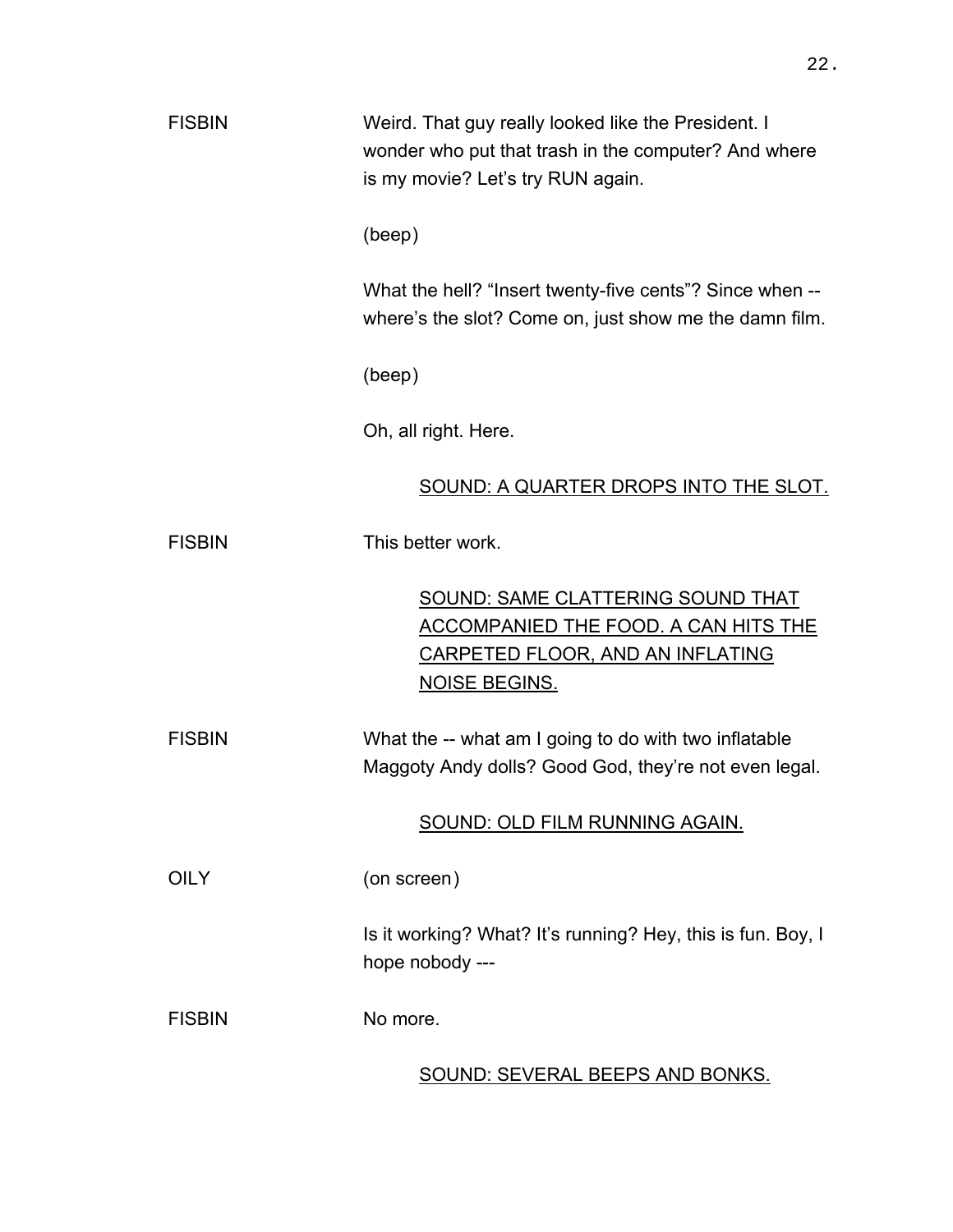FISBIN	Weird. That guy really looked like the President. I wonder who put that trash in the computer? And where is my movie? Let's try RUN again.

(beep)

What the hell? "Insert twenty-five cents"? Since when -- where's the slot? Come on, just show me the damn film.

(beep)

Oh, all right. Here.

SOUND: A QUARTER DROPS INTO THE SLOT.

FISBIN	This better work.

SOUND: SAME CLATTERING SOUND THAT ACCOMPANIED THE FOOD. A CAN HITS THE CARPETED FLOOR, AND AN INFLATING NOISE BEGINS.

FISBIN	What the -- what am I going to do with two inflatable Maggoty Andy dolls? Good God, they're not even legal.

SOUND: OLD FILM RUNNING AGAIN.

OILY	(on screen)

Is it working? What? It's running? Hey, this is fun. Boy, I hope nobody ---

FISBIN	No more.

SOUND: SEVERAL BEEPS AND BONKS.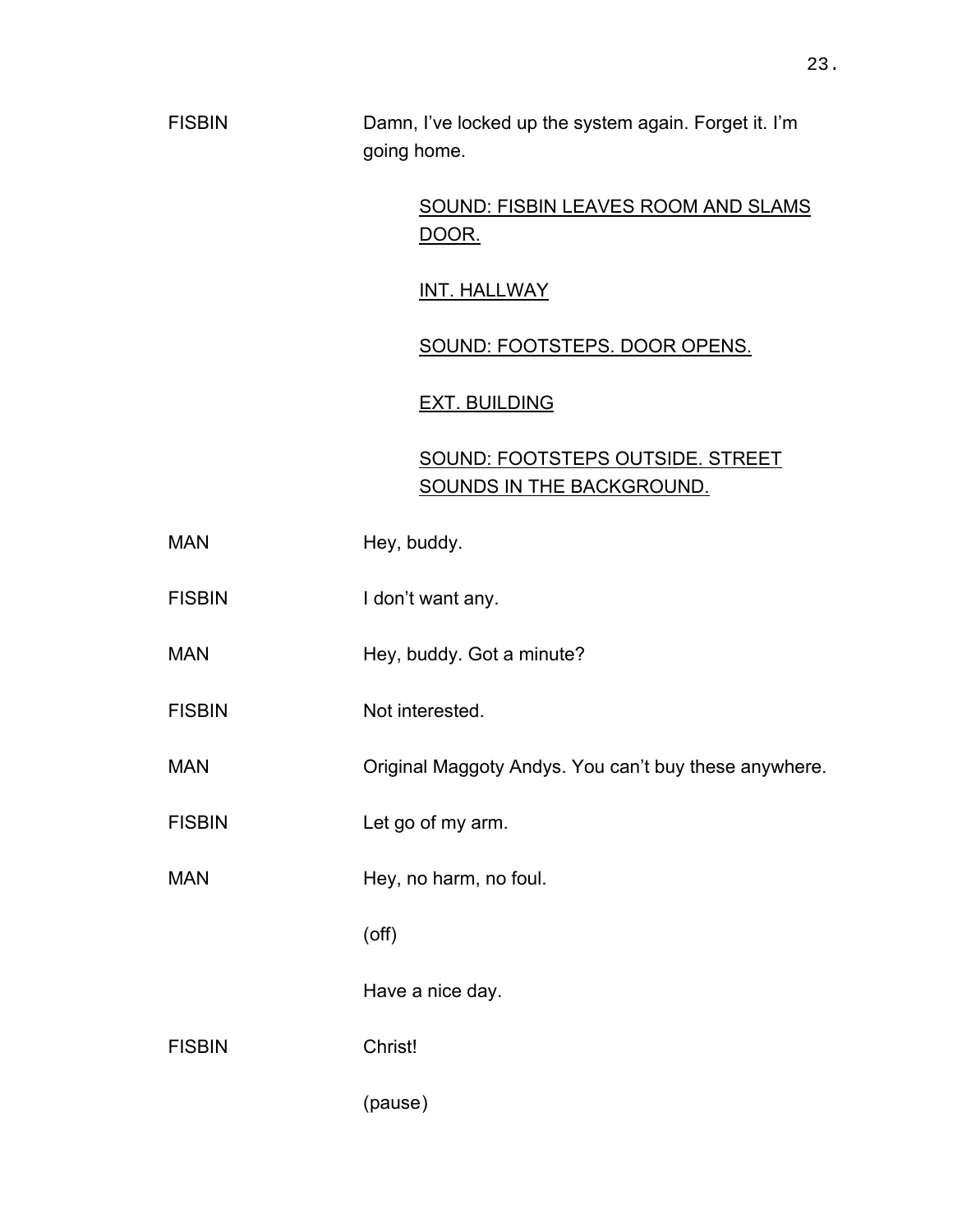FISBIN Damn, I've locked up the system again. Forget it. I'm going home.

<u>SOUND: FISBIN LEAVES ROOM AND SLAMS DOOR.</u>

<u>INT. HALLWAY</u>

<u>SOUND: FOOTSTEPS. DOOR OPENS.</u>

<u>EXT. BUILDING</u>

<u>SOUND: FOOTSTEPS OUTSIDE. STREET SOUNDS IN THE BACKGROUND.</u>

MAN Hey, buddy.

FISBIN I don't want any.

MAN Hey, buddy. Got a minute?

FISBIN Not interested.

MAN Original Maggoty Andys. You can't buy these anywhere.

FISBIN Let go of my arm.

MAN Hey, no harm, no foul.

(off)

Have a nice day.

FISBIN Christ!

(pause)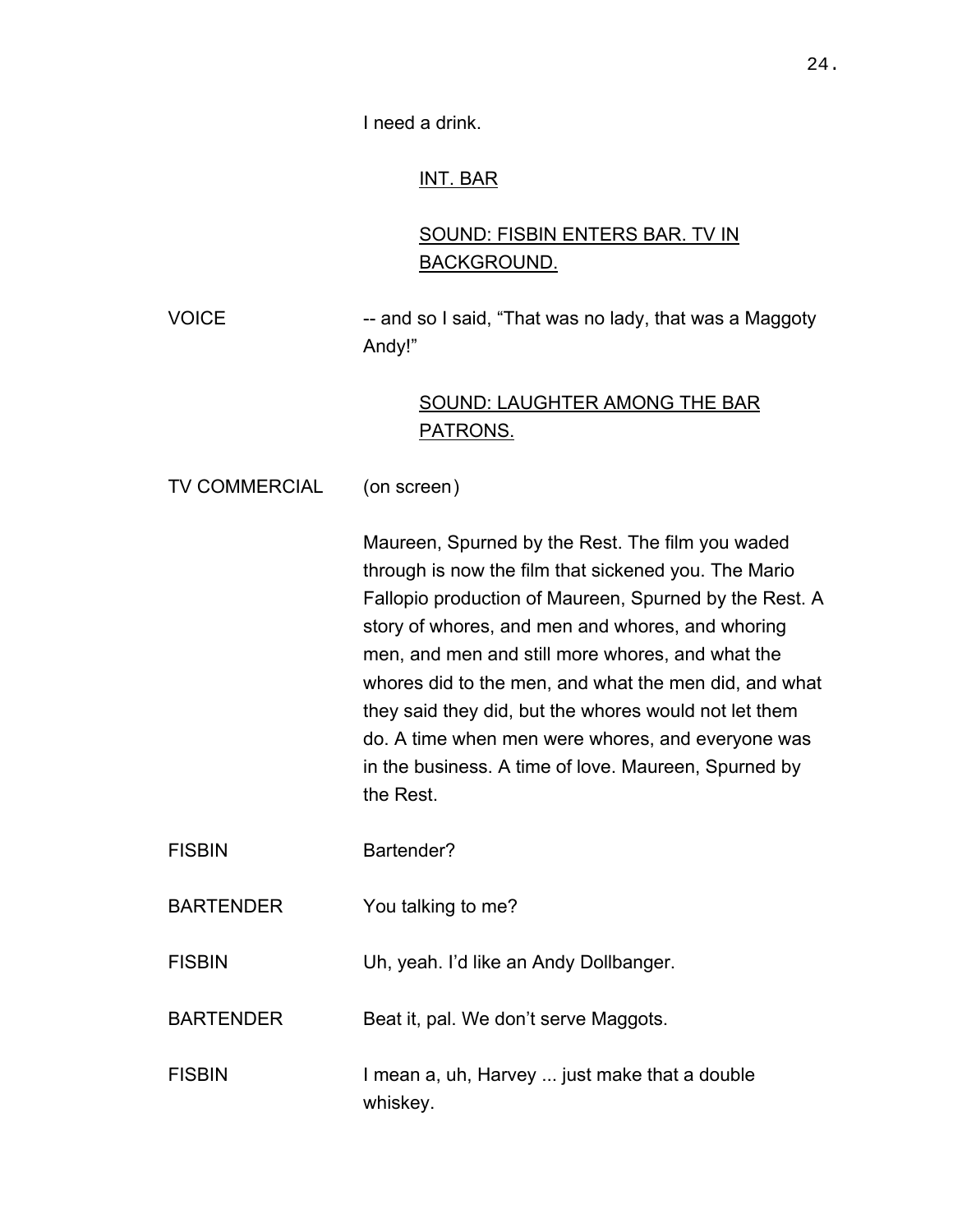I need a drink.

INT. BAR

SOUND: FISBIN ENTERS BAR. TV IN BACKGROUND.

VOICE — -- and so I said, “That was no lady, that was a Maggoty Andy!”

SOUND: LAUGHTER AMONG THE BAR PATRONS.

TV COMMERCIAL — (on screen)

Maureen, Spurned by the Rest. The film you waded through is now the film that sickened you. The Mario Fallopio production of Maureen, Spurned by the Rest. A story of whores, and men and whores, and whoring men, and men and still more whores, and what the whores did to the men, and what the men did, and what they said they did, but the whores would not let them do. A time when men were whores, and everyone was in the business. A time of love. Maureen, Spurned by the Rest.

FISBIN — Bartender?

BARTENDER — You talking to me?

FISBIN — Uh, yeah. I’d like an Andy Dollbanger.

BARTENDER — Beat it, pal. We don’t serve Maggots.

FISBIN — I mean a, uh, Harvey ... just make that a double whiskey.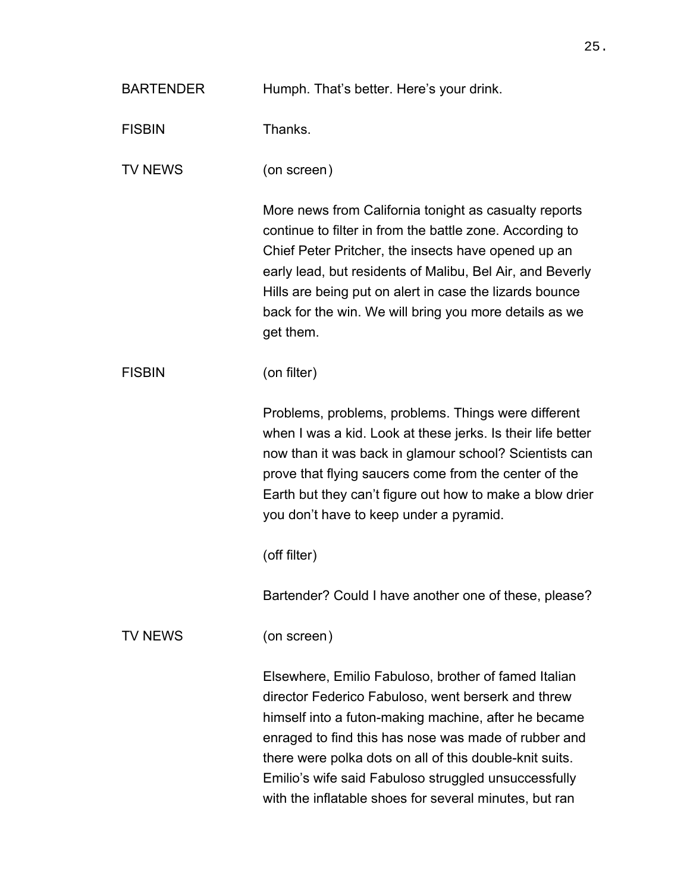BARTENDER Humph. That's better. Here's your drink.

FISBIN Thanks.

TV NEWS (on screen)

More news from California tonight as casualty reports continue to filter in from the battle zone. According to Chief Peter Pritcher, the insects have opened up an early lead, but residents of Malibu, Bel Air, and Beverly Hills are being put on alert in case the lizards bounce back for the win. We will bring you more details as we get them.

FISBIN (on filter)

Problems, problems, problems. Things were different when I was a kid. Look at these jerks. Is their life better now than it was back in glamour school? Scientists can prove that flying saucers come from the center of the Earth but they can't figure out how to make a blow drier you don't have to keep under a pyramid.

(off filter)

Bartender? Could I have another one of these, please?

TV NEWS (on screen)

Elsewhere, Emilio Fabuloso, brother of famed Italian director Federico Fabuloso, went berserk and threw himself into a futon-making machine, after he became enraged to find this has nose was made of rubber and there were polka dots on all of this double-knit suits. Emilio's wife said Fabuloso struggled unsuccessfully with the inflatable shoes for several minutes, but ran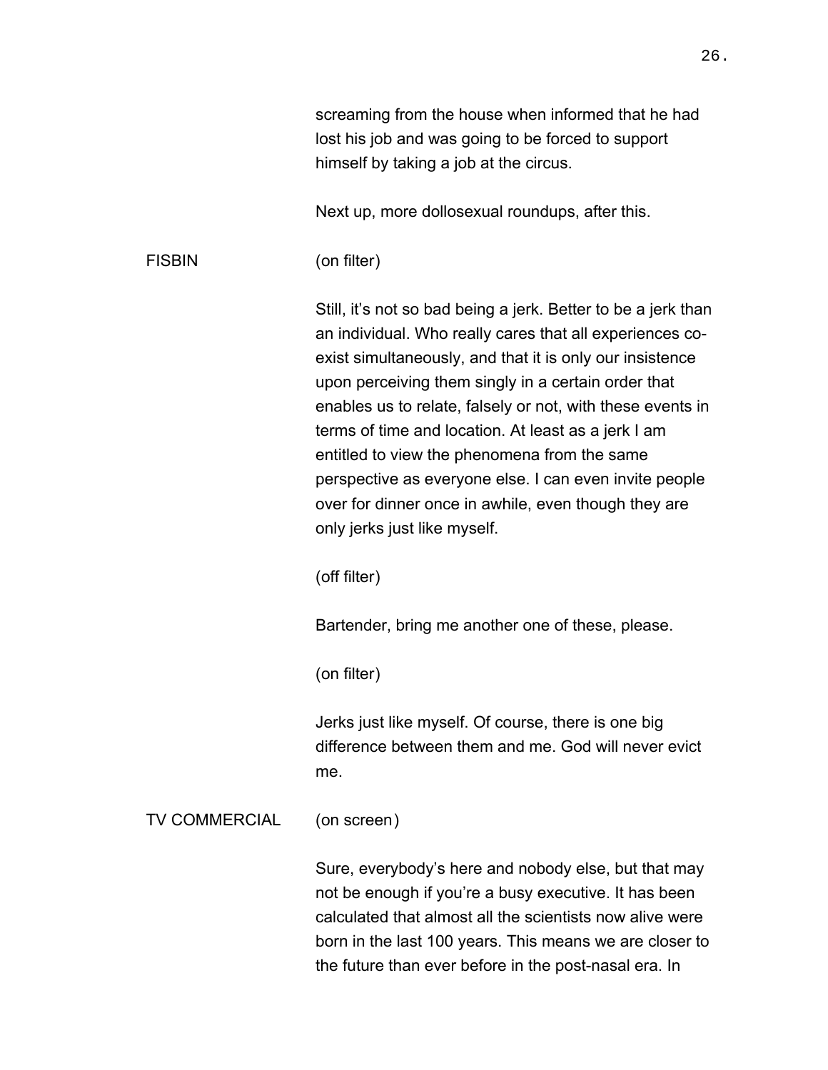screaming from the house when informed that he had lost his job and was going to be forced to support himself by taking a job at the circus.

Next up, more dollosexual roundups, after this.

FISBIN (on filter)

Still, it's not so bad being a jerk. Better to be a jerk than an individual. Who really cares that all experiences co-exist simultaneously, and that it is only our insistence upon perceiving them singly in a certain order that enables us to relate, falsely or not, with these events in terms of time and location. At least as a jerk I am entitled to view the phenomena from the same perspective as everyone else. I can even invite people over for dinner once in awhile, even though they are only jerks just like myself.

(off filter)

Bartender, bring me another one of these, please.

(on filter)

Jerks just like myself. Of course, there is one big difference between them and me. God will never evict me.

TV COMMERCIAL (on screen)

Sure, everybody's here and nobody else, but that may not be enough if you're a busy executive. It has been calculated that almost all the scientists now alive were born in the last 100 years. This means we are closer to the future than ever before in the post-nasal era. In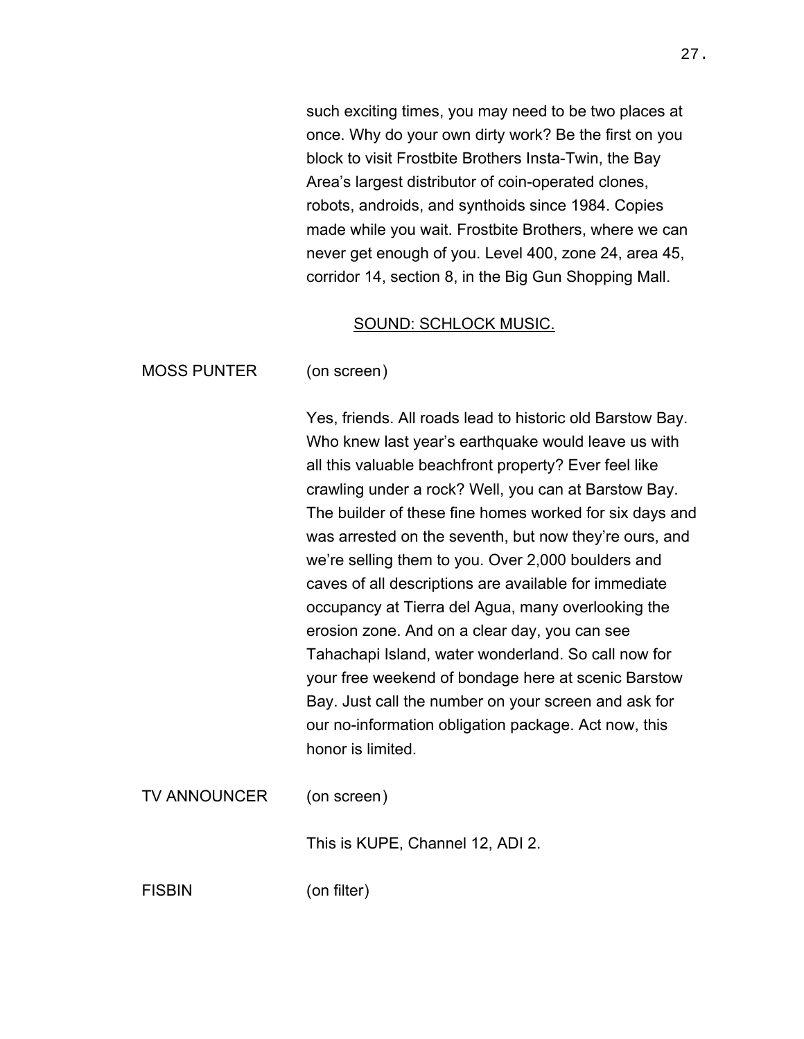such exciting times, you may need to be two places at once. Why do your own dirty work? Be the first on you block to visit Frostbite Brothers Insta-Twin, the Bay Area's largest distributor of coin-operated clones, robots, androids, and synthoids since 1984. Copies made while you wait. Frostbite Brothers, where we can never get enough of you. Level 400, zone 24, area 45, corridor 14, section 8, in the Big Gun Shopping Mall.

<u>SOUND: SCHLOCK MUSIC.</u>

MOSS PUNTER (on screen)

Yes, friends. All roads lead to historic old Barstow Bay. Who knew last year's earthquake would leave us with all this valuable beachfront property? Ever feel like crawling under a rock? Well, you can at Barstow Bay. The builder of these fine homes worked for six days and was arrested on the seventh, but now they're ours, and we're selling them to you. Over 2,000 boulders and caves of all descriptions are available for immediate occupancy at Tierra del Agua, many overlooking the erosion zone. And on a clear day, you can see Tahachapi Island, water wonderland. So call now for your free weekend of bondage here at scenic Barstow Bay. Just call the number on your screen and ask for our no-information obligation package. Act now, this honor is limited.

TV ANNOUNCER (on screen)

This is KUPE, Channel 12, ADI 2.

FISBIN (on filter)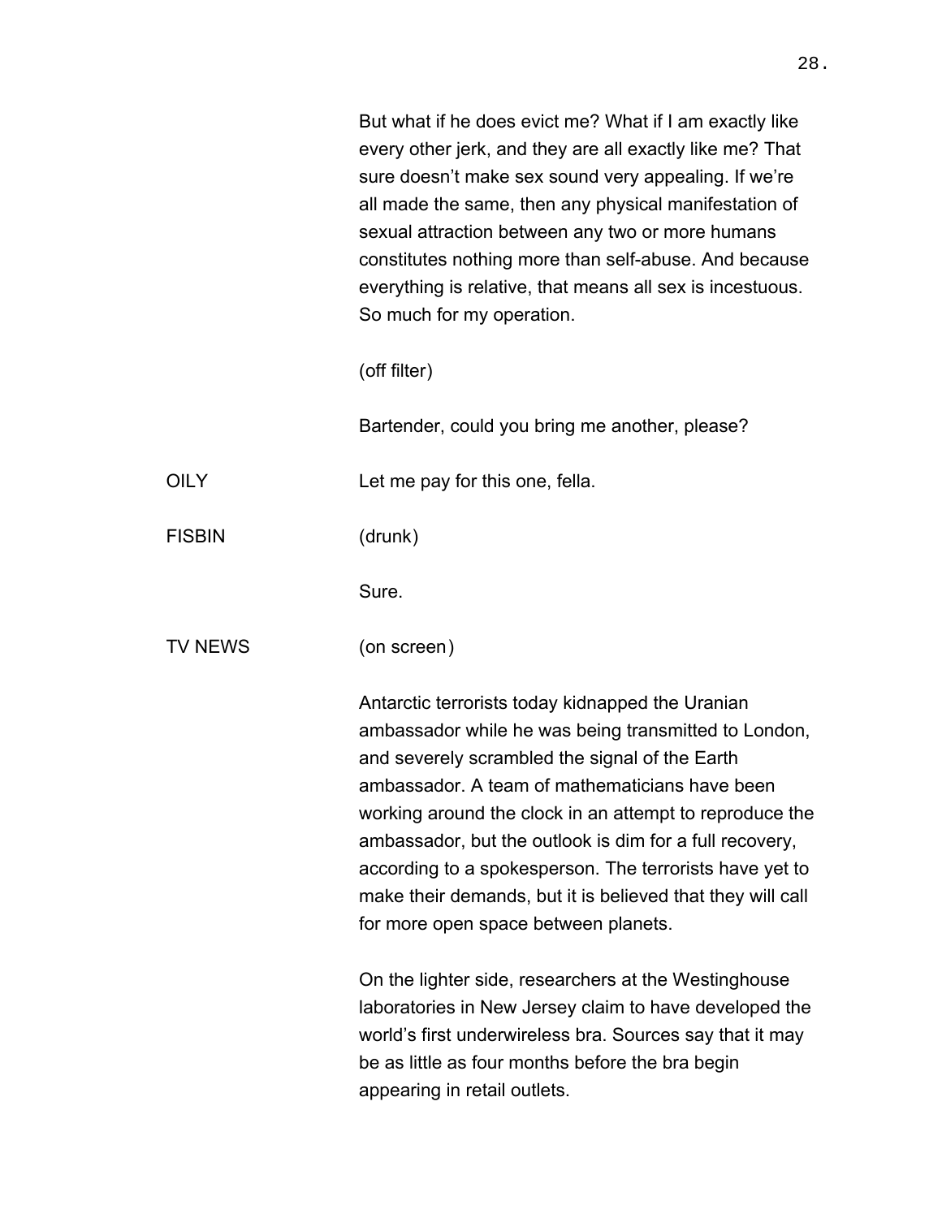But what if he does evict me? What if I am exactly like every other jerk, and they are all exactly like me? That sure doesn't make sex sound very appealing. If we're all made the same, then any physical manifestation of sexual attraction between any two or more humans constitutes nothing more than self-abuse. And because everything is relative, that means all sex is incestuous. So much for my operation.

(off filter)

Bartender, could you bring me another, please?

OILY — Let me pay for this one, fella.

FISBIN — (drunk)

Sure.

TV NEWS — (on screen)

Antarctic terrorists today kidnapped the Uranian ambassador while he was being transmitted to London, and severely scrambled the signal of the Earth ambassador. A team of mathematicians have been working around the clock in an attempt to reproduce the ambassador, but the outlook is dim for a full recovery, according to a spokesperson. The terrorists have yet to make their demands, but it is believed that they will call for more open space between planets.

On the lighter side, researchers at the Westinghouse laboratories in New Jersey claim to have developed the world's first underwireless bra. Sources say that it may be as little as four months before the bra begin appearing in retail outlets.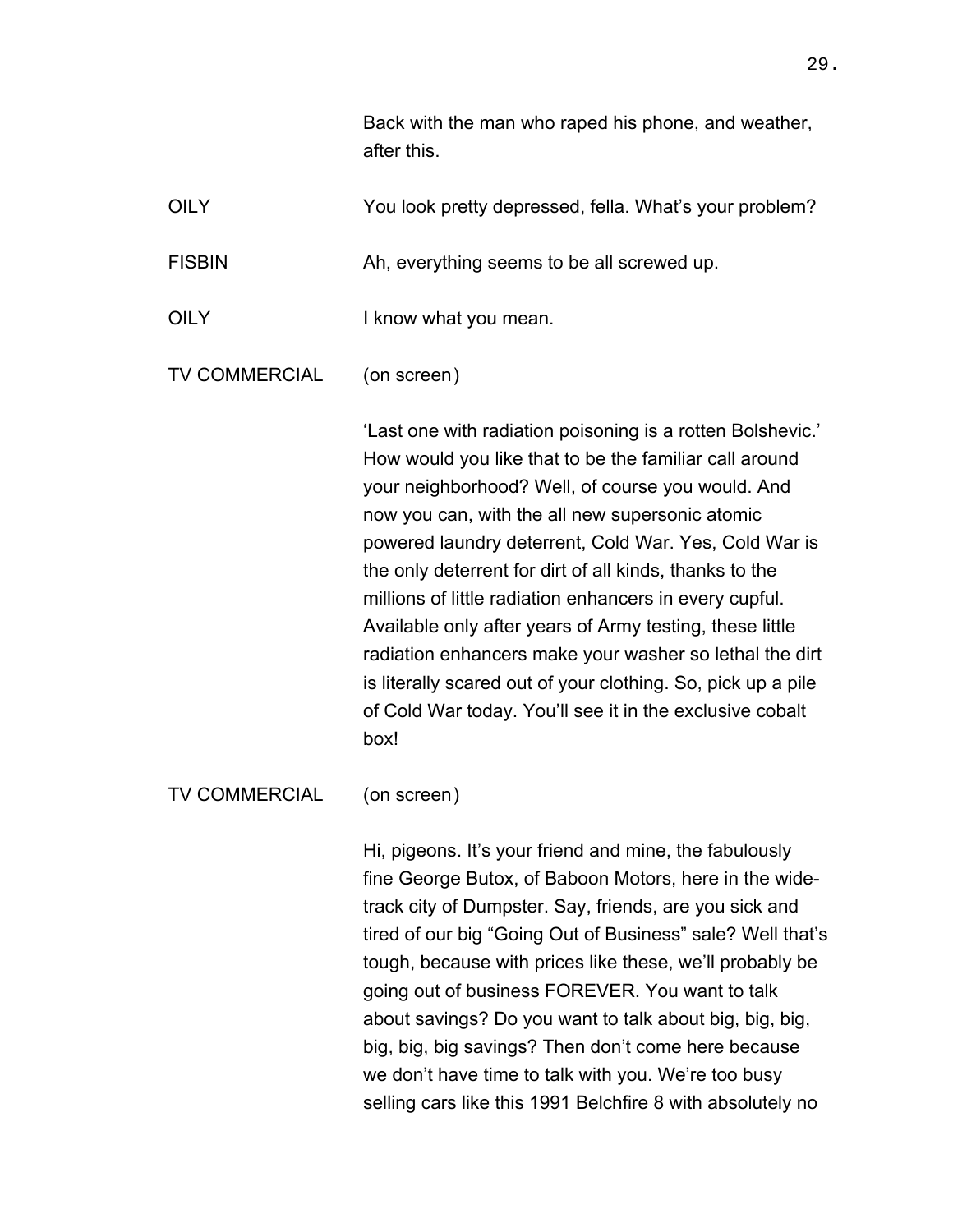Back with the man who raped his phone, and weather, after this.

OILY You look pretty depressed, fella. What's your problem?

FISBIN Ah, everything seems to be all screwed up.

OILY I know what you mean.

TV COMMERCIAL (on screen)

'Last one with radiation poisoning is a rotten Bolshevic.' How would you like that to be the familiar call around your neighborhood? Well, of course you would. And now you can, with the all new supersonic atomic powered laundry deterrent, Cold War. Yes, Cold War is the only deterrent for dirt of all kinds, thanks to the millions of little radiation enhancers in every cupful. Available only after years of Army testing, these little radiation enhancers make your washer so lethal the dirt is literally scared out of your clothing. So, pick up a pile of Cold War today. You'll see it in the exclusive cobalt box!

TV COMMERCIAL (on screen)

Hi, pigeons. It's your friend and mine, the fabulously fine George Butox, of Baboon Motors, here in the wide-track city of Dumpster. Say, friends, are you sick and tired of our big "Going Out of Business" sale? Well that's tough, because with prices like these, we'll probably be going out of business FOREVER. You want to talk about savings? Do you want to talk about big, big, big, big, big, big savings? Then don't come here because we don't have time to talk with you. We're too busy selling cars like this 1991 Belchfire 8 with absolutely no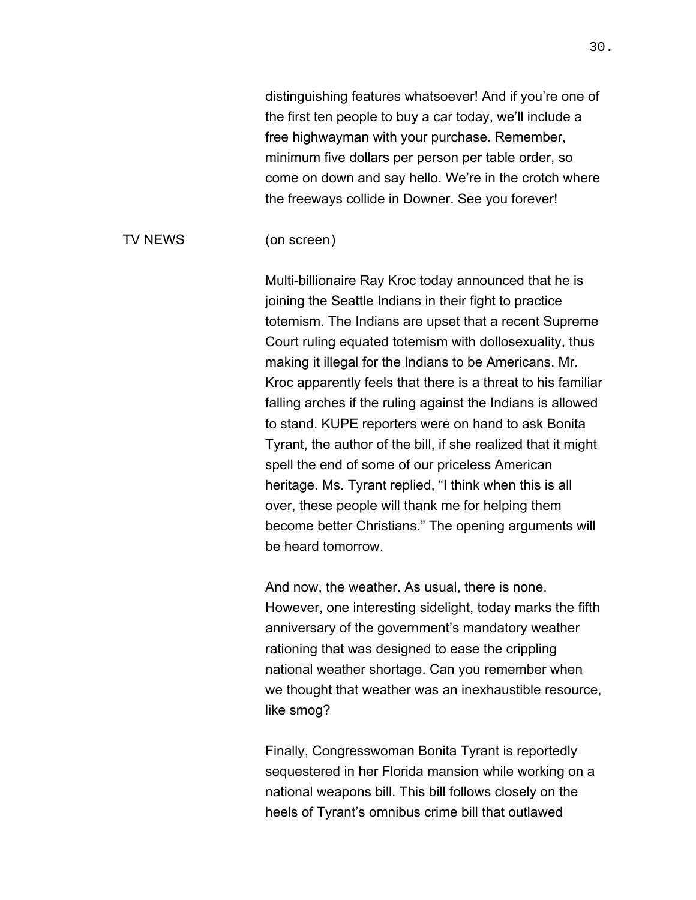distinguishing features whatsoever! And if you're one of the first ten people to buy a car today, we'll include a free highwayman with your purchase. Remember, minimum five dollars per person per table order, so come on down and say hello. We're in the crotch where the freeways collide in Downer. See you forever!

TV NEWS (on screen)

Multi-billionaire Ray Kroc today announced that he is joining the Seattle Indians in their fight to practice totemism. The Indians are upset that a recent Supreme Court ruling equated totemism with dollosexuality, thus making it illegal for the Indians to be Americans. Mr. Kroc apparently feels that there is a threat to his familiar falling arches if the ruling against the Indians is allowed to stand. KUPE reporters were on hand to ask Bonita Tyrant, the author of the bill, if she realized that it might spell the end of some of our priceless American heritage. Ms. Tyrant replied, "I think when this is all over, these people will thank me for helping them become better Christians." The opening arguments will be heard tomorrow.

And now, the weather. As usual, there is none. However, one interesting sidelight, today marks the fifth anniversary of the government's mandatory weather rationing that was designed to ease the crippling national weather shortage. Can you remember when we thought that weather was an inexhaustible resource, like smog?

Finally, Congresswoman Bonita Tyrant is reportedly sequestered in her Florida mansion while working on a national weapons bill. This bill follows closely on the heels of Tyrant's omnibus crime bill that outlawed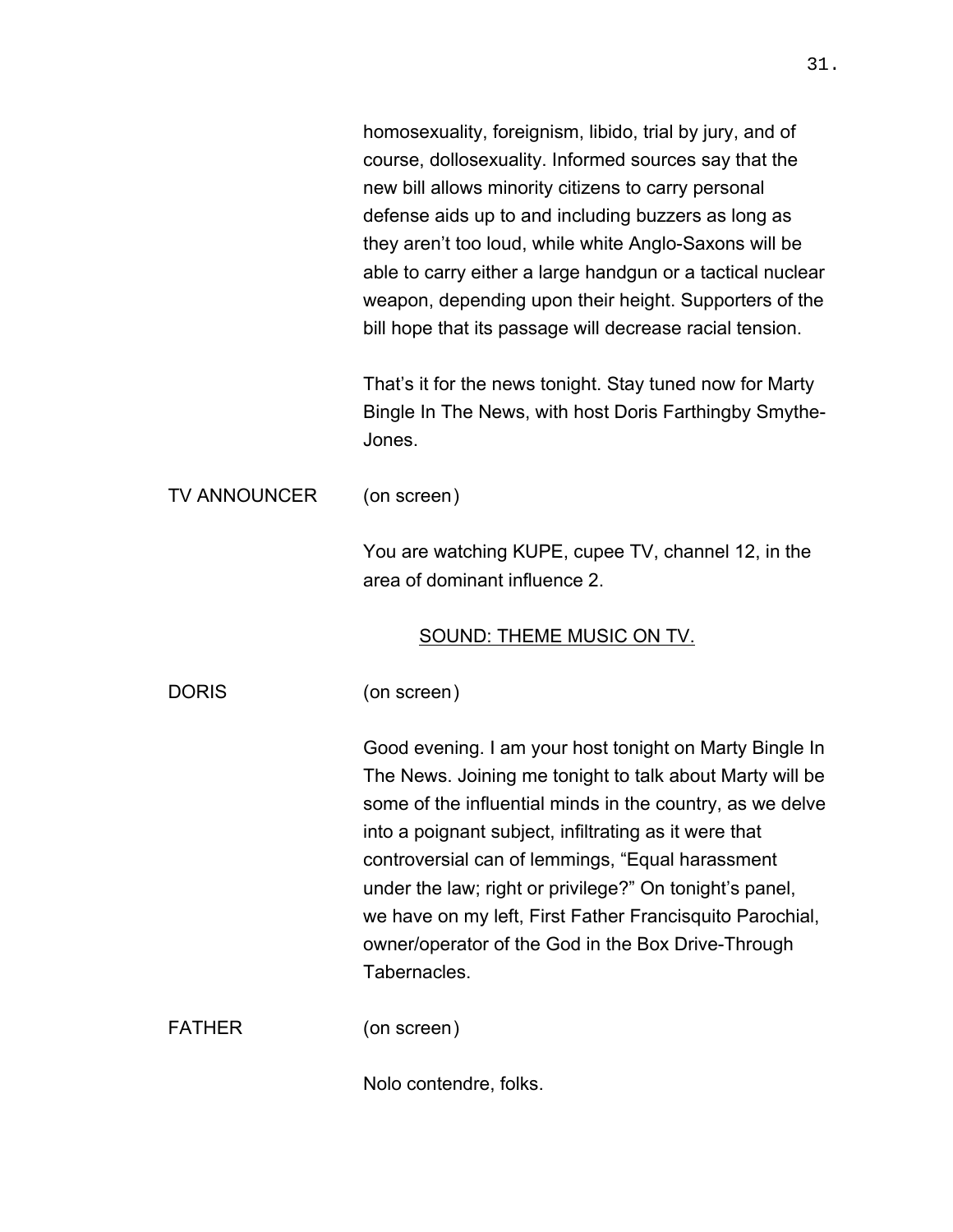homosexuality, foreignism, libido, trial by jury, and of course, dollosexuality. Informed sources say that the new bill allows minority citizens to carry personal defense aids up to and including buzzers as long as they aren't too loud, while white Anglo-Saxons will be able to carry either a large handgun or a tactical nuclear weapon, depending upon their height. Supporters of the bill hope that its passage will decrease racial tension.

That's it for the news tonight. Stay tuned now for Marty Bingle In The News, with host Doris Farthingby Smythe-Jones.

TV ANNOUNCER (on screen)

You are watching KUPE, cupee TV, channel 12, in the area of dominant influence 2.

SOUND: THEME MUSIC ON TV.

DORIS (on screen)

Good evening. I am your host tonight on Marty Bingle In The News. Joining me tonight to talk about Marty will be some of the influential minds in the country, as we delve into a poignant subject, infiltrating as it were that controversial can of lemmings, "Equal harassment under the law; right or privilege?" On tonight's panel, we have on my left, First Father Francisquito Parochial, owner/operator of the God in the Box Drive-Through Tabernacles.

FATHER (on screen)

Nolo contendre, folks.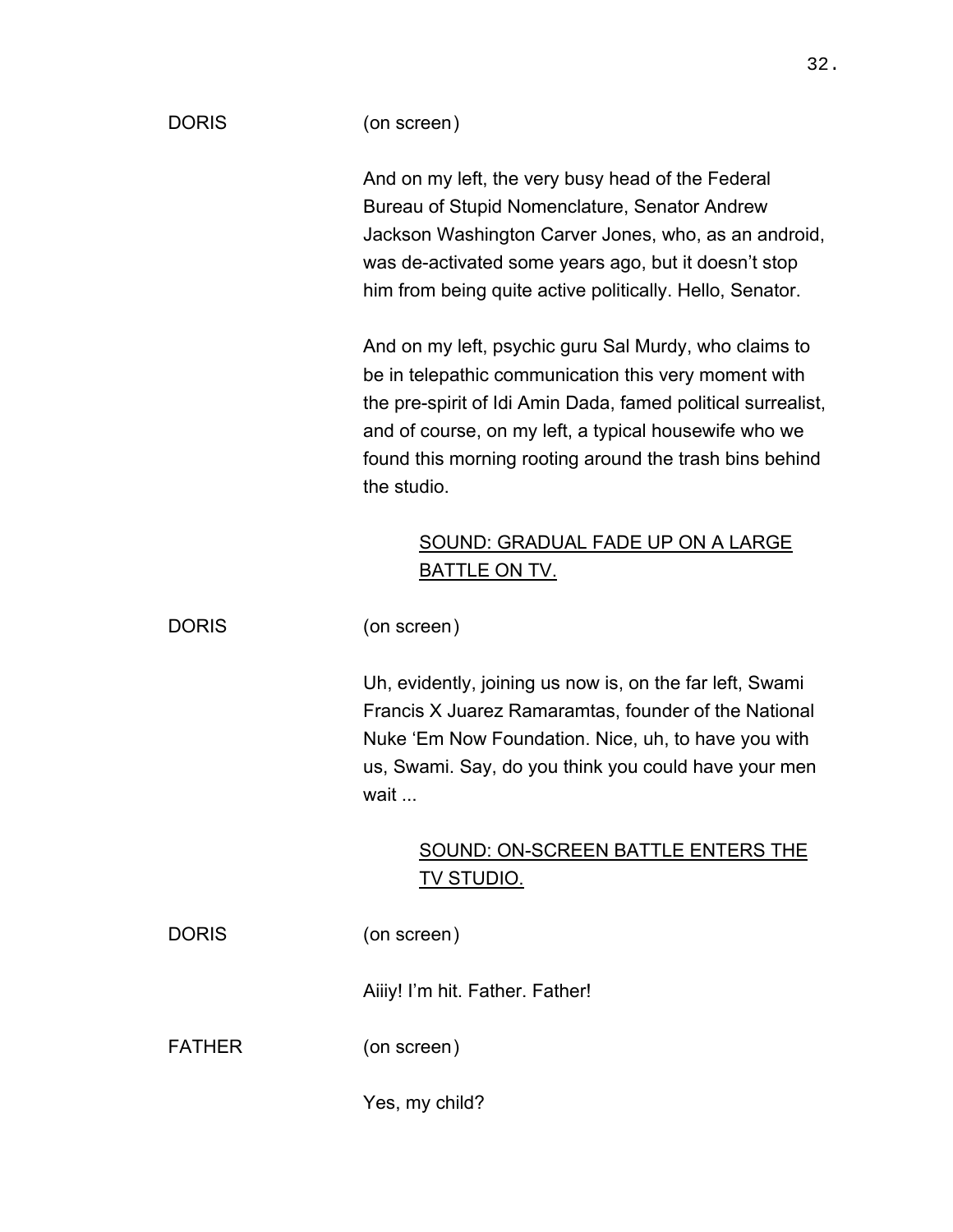DORIS (on screen)

And on my left, the very busy head of the Federal Bureau of Stupid Nomenclature, Senator Andrew Jackson Washington Carver Jones, who, as an android, was de-activated some years ago, but it doesn't stop him from being quite active politically. Hello, Senator.

And on my left, psychic guru Sal Murdy, who claims to be in telepathic communication this very moment with the pre-spirit of Idi Amin Dada, famed political surrealist, and of course, on my left, a typical housewife who we found this morning rooting around the trash bins behind the studio.

<u>SOUND: GRADUAL FADE UP ON A LARGE BATTLE ON TV.</u>

DORIS (on screen)

Uh, evidently, joining us now is, on the far left, Swami Francis X Juarez Ramaramtas, founder of the National Nuke 'Em Now Foundation. Nice, uh, to have you with us, Swami. Say, do you think you could have your men wait ...

<u>SOUND: ON-SCREEN BATTLE ENTERS THE TV STUDIO.</u>

DORIS (on screen)

Aiiiy! I'm hit. Father. Father!

FATHER (on screen)

Yes, my child?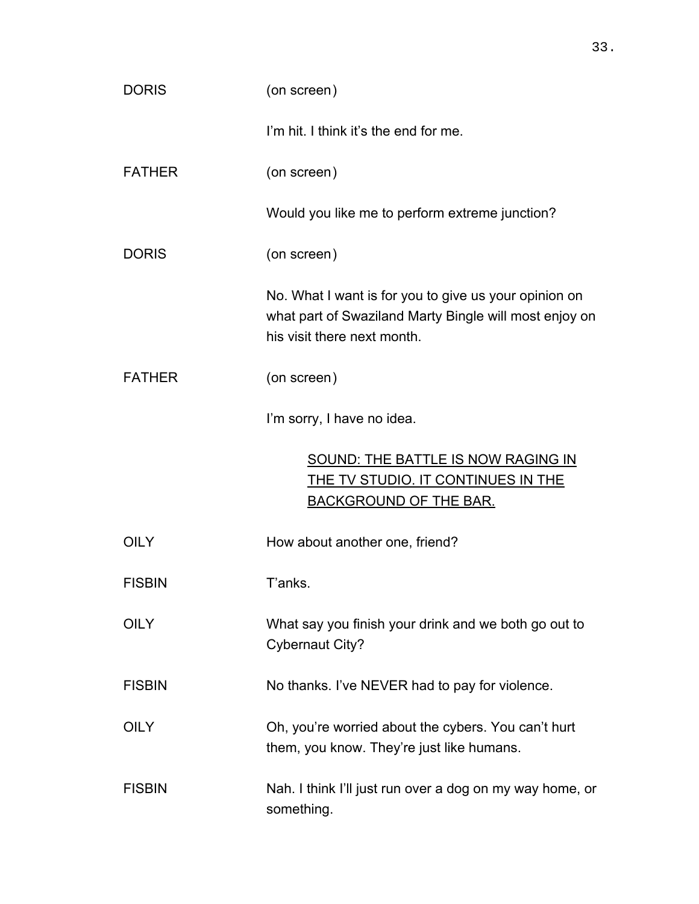DORIS (on screen)

I'm hit. I think it's the end for me.

FATHER (on screen)

Would you like me to perform extreme junction?

DORIS (on screen)

No. What I want is for you to give us your opinion on what part of Swaziland Marty Bingle will most enjoy on his visit there next month.

FATHER (on screen)

I'm sorry, I have no idea.

<u>SOUND: THE BATTLE IS NOW RAGING IN THE TV STUDIO. IT CONTINUES IN THE BACKGROUND OF THE BAR.</u>

OILY How about another one, friend?

FISBIN T'anks.

OILY What say you finish your drink and we both go out to Cybernaut City?

FISBIN No thanks. I've NEVER had to pay for violence.

OILY Oh, you're worried about the cybers. You can't hurt them, you know. They're just like humans.

FISBIN Nah. I think I'll just run over a dog on my way home, or something.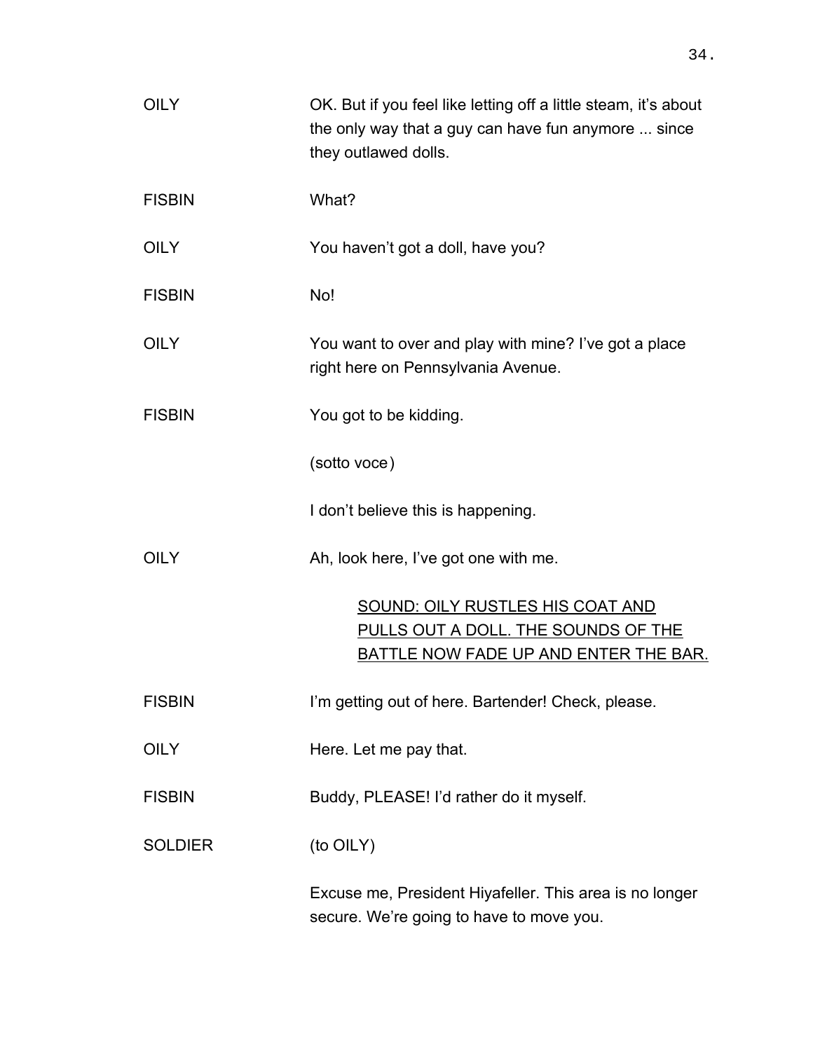OILY OK. But if you feel like letting off a little steam, it's about the only way that a guy can have fun anymore ... since they outlawed dolls.

FISBIN What?

OILY You haven't got a doll, have you?

FISBIN No!

OILY You want to over and play with mine? I've got a place right here on Pennsylvania Avenue.

FISBIN You got to be kidding.

(sotto voce)

I don't believe this is happening.

OILY Ah, look here, I've got one with me.

<u>SOUND: OILY RUSTLES HIS COAT AND PULLS OUT A DOLL. THE SOUNDS OF THE BATTLE NOW FADE UP AND ENTER THE BAR.</u>

FISBIN I'm getting out of here. Bartender! Check, please.

OILY Here. Let me pay that.

FISBIN Buddy, PLEASE! I'd rather do it myself.

SOLDIER (to OILY)

Excuse me, President Hiyafeller. This area is no longer secure. We're going to have to move you.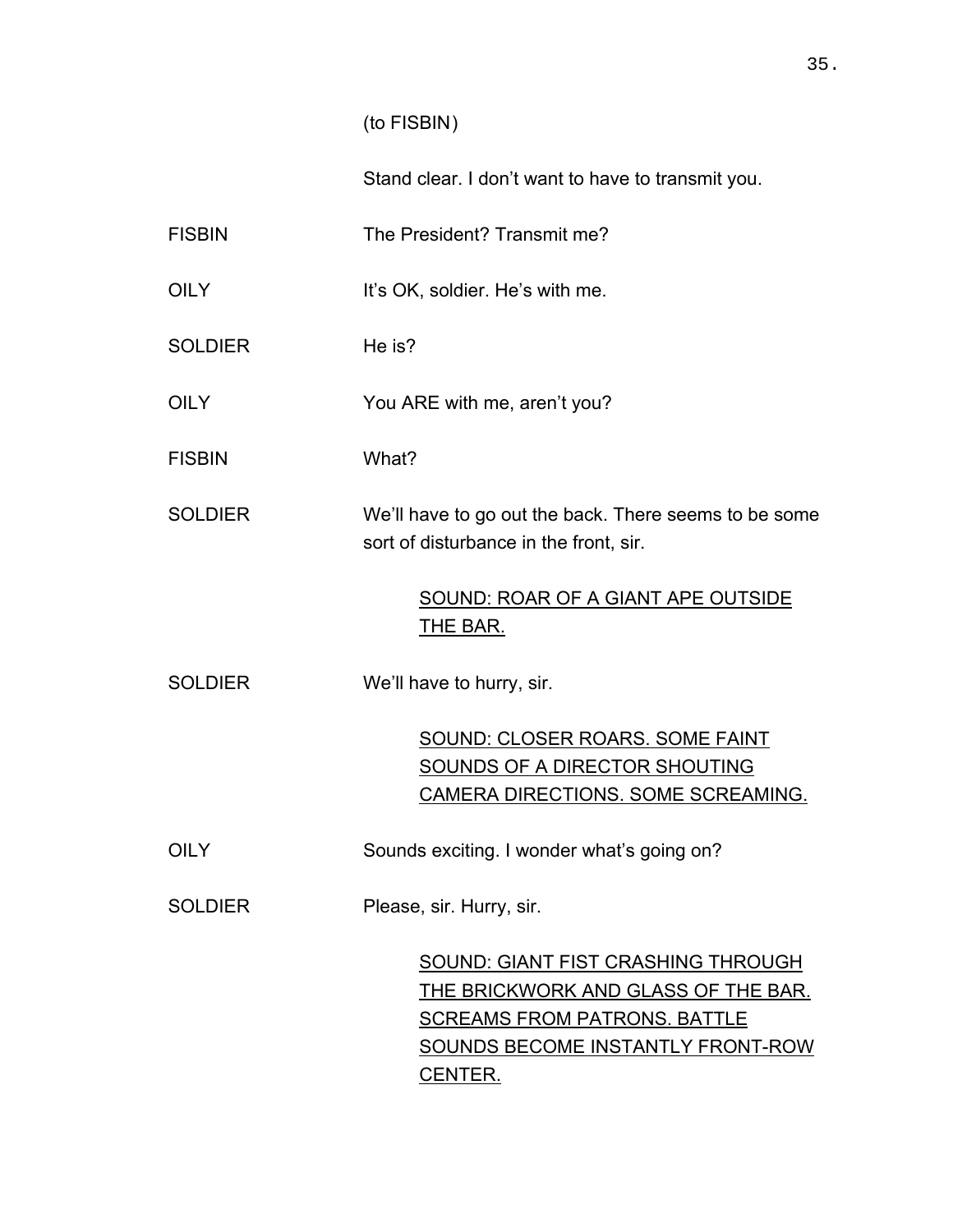(to FISBIN)

Stand clear. I don't want to have to transmit you.

FISBIN — The President? Transmit me?

OILY — It's OK, soldier. He's with me.

SOLDIER — He is?

OILY — You ARE with me, aren't you?

FISBIN — What?

SOLDIER — We'll have to go out the back. There seems to be some sort of disturbance in the front, sir.

<u>SOUND: ROAR OF A GIANT APE OUTSIDE THE BAR.</u>

SOLDIER — We'll have to hurry, sir.

<u>SOUND: CLOSER ROARS. SOME FAINT SOUNDS OF A DIRECTOR SHOUTING CAMERA DIRECTIONS. SOME SCREAMING.</u>

OILY — Sounds exciting. I wonder what's going on?

SOLDIER — Please, sir. Hurry, sir.

<u>SOUND: GIANT FIST CRASHING THROUGH THE BRICKWORK AND GLASS OF THE BAR. SCREAMS FROM PATRONS. BATTLE SOUNDS BECOME INSTANTLY FRONT-ROW CENTER.</u>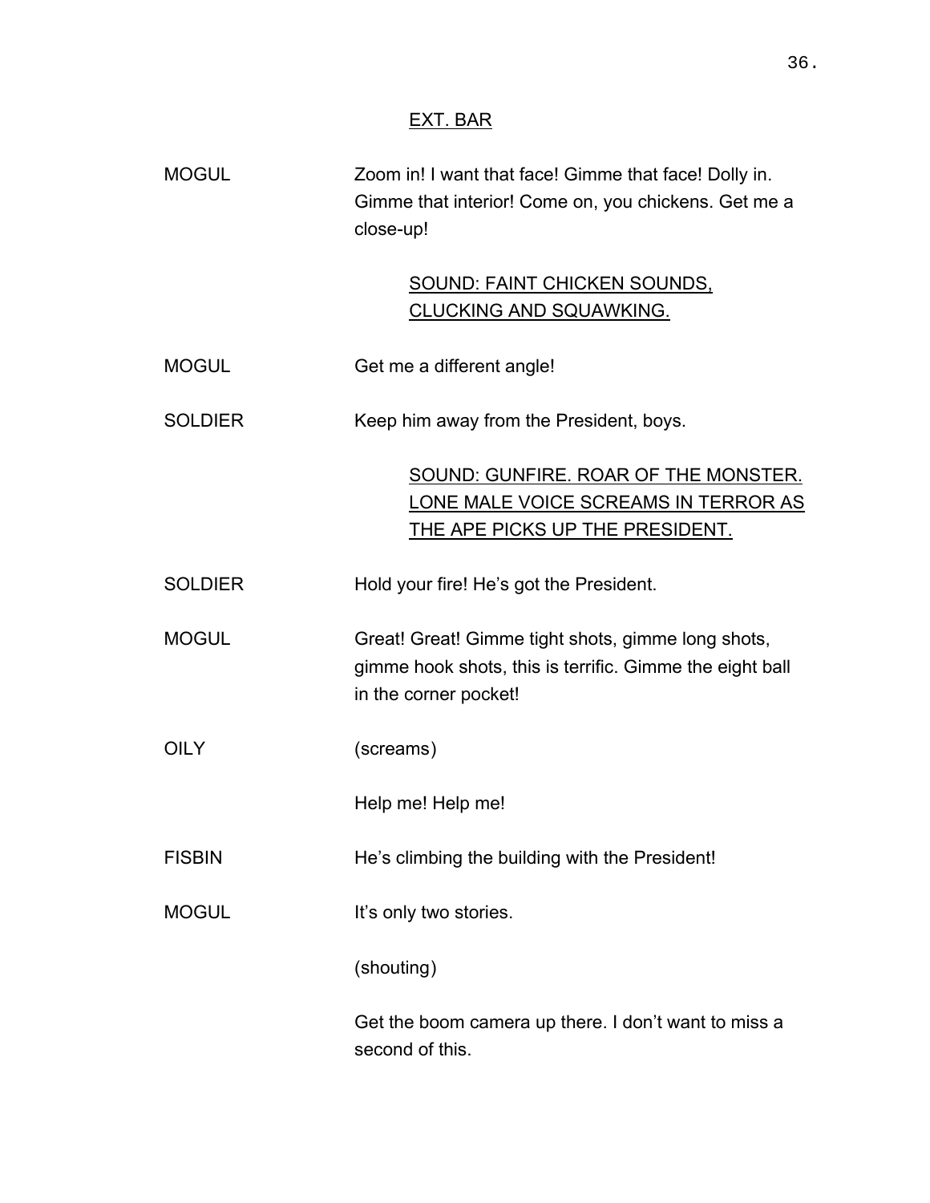EXT. BAR

MOGUL — Zoom in! I want that face! Gimme that face! Dolly in. Gimme that interior! Come on, you chickens. Get me a close-up!

SOUND: FAINT CHICKEN SOUNDS, CLUCKING AND SQUAWKING.

MOGUL — Get me a different angle!

SOLDIER — Keep him away from the President, boys.

SOUND: GUNFIRE. ROAR OF THE MONSTER. LONE MALE VOICE SCREAMS IN TERROR AS THE APE PICKS UP THE PRESIDENT.

SOLDIER — Hold your fire! He's got the President.

MOGUL — Great! Great! Gimme tight shots, gimme long shots, gimme hook shots, this is terrific. Gimme the eight ball in the corner pocket!

OILY — (screams)

Help me! Help me!

FISBIN — He's climbing the building with the President!

MOGUL — It's only two stories.

(shouting)

Get the boom camera up there. I don't want to miss a second of this.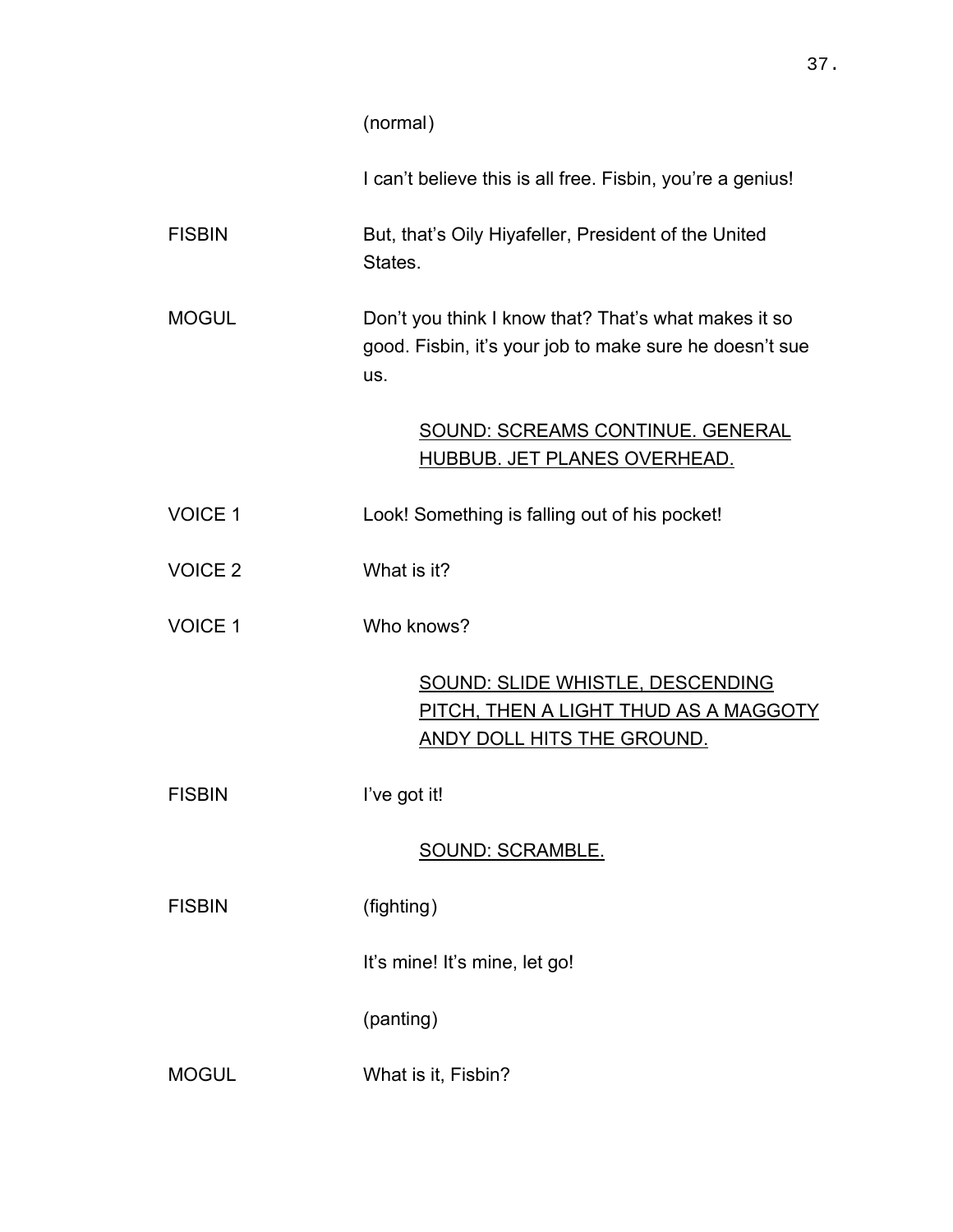(normal)

I can't believe this is all free. Fisbin, you're a genius!

FISBIN But, that's Oily Hiyafeller, President of the United States.

MOGUL Don't you think I know that? That's what makes it so good. Fisbin, it's your job to make sure he doesn't sue us.

<u>SOUND: SCREAMS CONTINUE. GENERAL HUBBUB. JET PLANES OVERHEAD.</u>

VOICE 1 Look! Something is falling out of his pocket!

VOICE 2 What is it?

VOICE 1 Who knows?

<u>SOUND: SLIDE WHISTLE, DESCENDING PITCH, THEN A LIGHT THUD AS A MAGGOTY ANDY DOLL HITS THE GROUND.</u>

FISBIN I've got it!

<u>SOUND: SCRAMBLE.</u>

FISBIN (fighting)

It's mine! It's mine, let go!

(panting)

MOGUL What is it, Fisbin?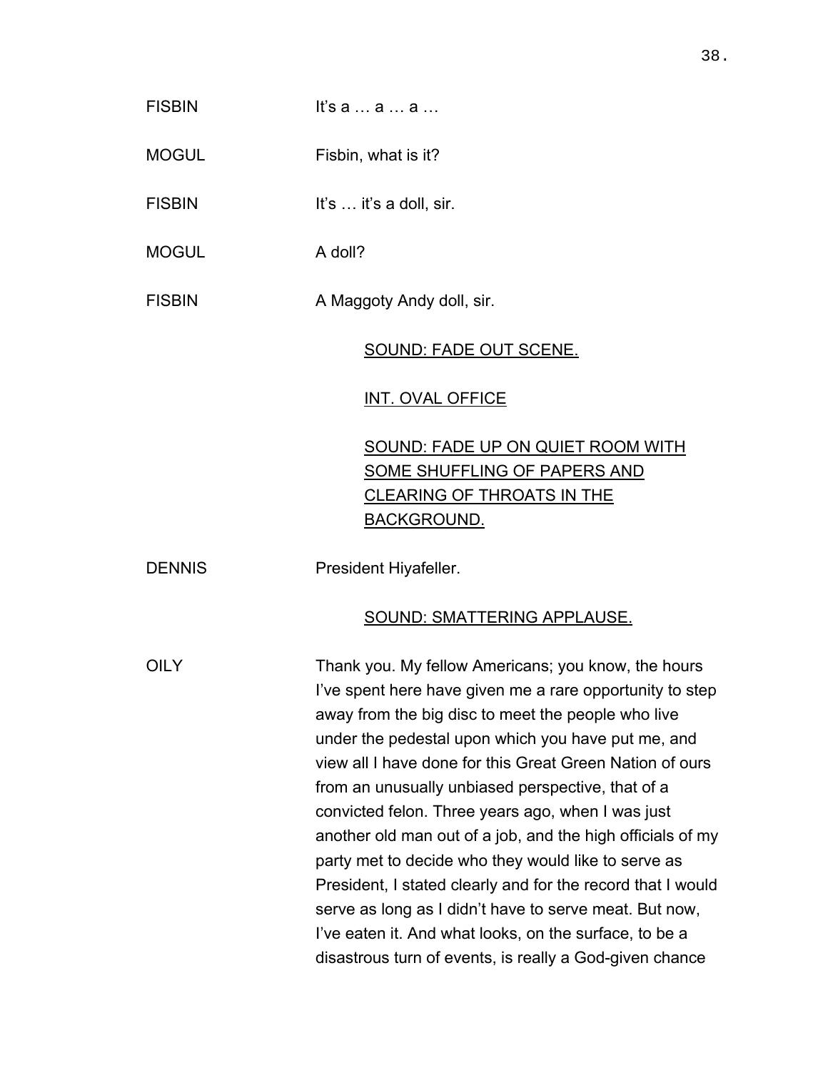FISBIN It's a … a … a …

MOGUL Fisbin, what is it?

FISBIN It's … it's a doll, sir.

MOGUL A doll?

FISBIN A Maggoty Andy doll, sir.

<u>SOUND: FADE OUT SCENE.</u>

<u>INT. OVAL OFFICE</u>

<u>SOUND: FADE UP ON QUIET ROOM WITH SOME SHUFFLING OF PAPERS AND CLEARING OF THROATS IN THE BACKGROUND.</u>

DENNIS President Hiyafeller.

<u>SOUND: SMATTERING APPLAUSE.</u>

OILY Thank you. My fellow Americans; you know, the hours I've spent here have given me a rare opportunity to step away from the big disc to meet the people who live under the pedestal upon which you have put me, and view all I have done for this Great Green Nation of ours from an unusually unbiased perspective, that of a convicted felon. Three years ago, when I was just another old man out of a job, and the high officials of my party met to decide who they would like to serve as President, I stated clearly and for the record that I would serve as long as I didn't have to serve meat. But now, I've eaten it. And what looks, on the surface, to be a disastrous turn of events, is really a God-given chance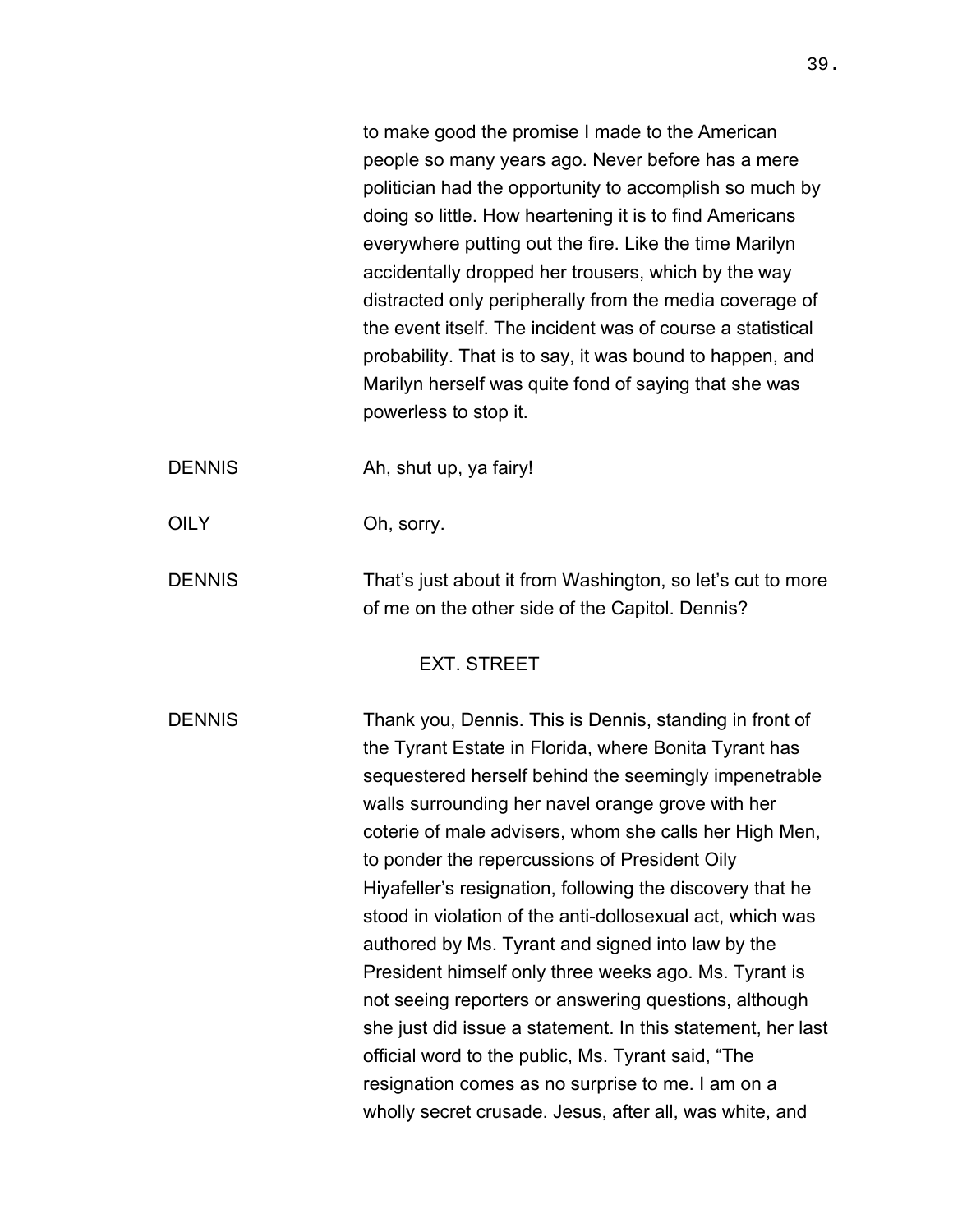to make good the promise I made to the American people so many years ago. Never before has a mere politician had the opportunity to accomplish so much by doing so little. How heartening it is to find Americans everywhere putting out the fire. Like the time Marilyn accidentally dropped her trousers, which by the way distracted only peripherally from the media coverage of the event itself. The incident was of course a statistical probability. That is to say, it was bound to happen, and Marilyn herself was quite fond of saying that she was powerless to stop it.

DENNIS Ah, shut up, ya fairy!

OILY Oh, sorry.

DENNIS That's just about it from Washington, so let's cut to more of me on the other side of the Capitol. Dennis?

<u>EXT. STREET</u>

DENNIS Thank you, Dennis. This is Dennis, standing in front of the Tyrant Estate in Florida, where Bonita Tyrant has sequestered herself behind the seemingly impenetrable walls surrounding her navel orange grove with her coterie of male advisers, whom she calls her High Men, to ponder the repercussions of President Oily Hiyafeller's resignation, following the discovery that he stood in violation of the anti-dollosexual act, which was authored by Ms. Tyrant and signed into law by the President himself only three weeks ago. Ms. Tyrant is not seeing reporters or answering questions, although she just did issue a statement. In this statement, her last official word to the public, Ms. Tyrant said, "The resignation comes as no surprise to me. I am on a wholly secret crusade. Jesus, after all, was white, and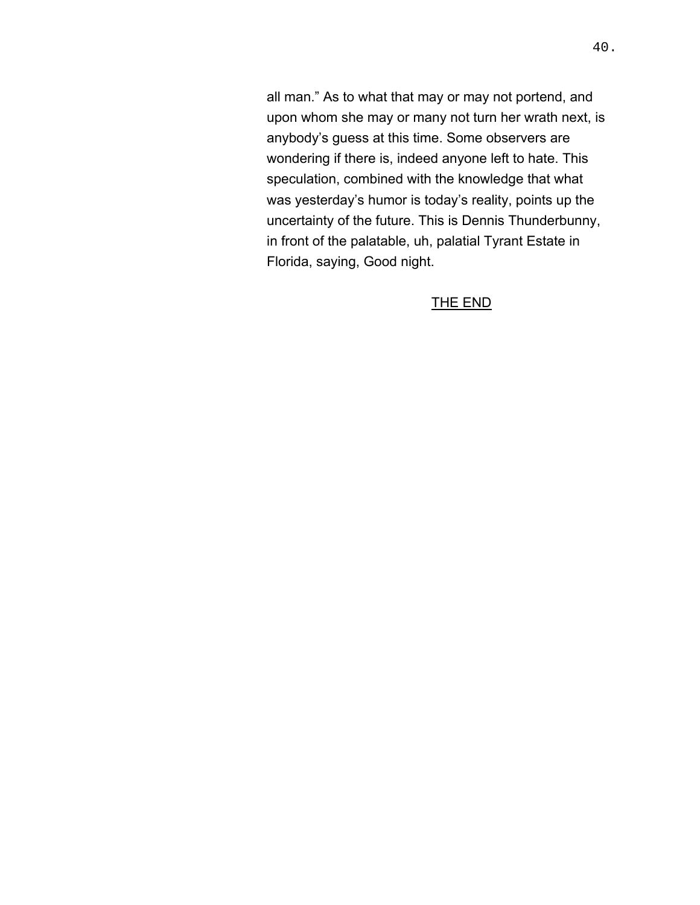all man." As to what that may or may not portend, and upon whom she may or many not turn her wrath next, is anybody's guess at this time. Some observers are wondering if there is, indeed anyone left to hate. This speculation, combined with the knowledge that what was yesterday's humor is today's reality, points up the uncertainty of the future. This is Dennis Thunderbunny, in front of the palatable, uh, palatial Tyrant Estate in Florida, saying, Good night.

<u>THE END</u>